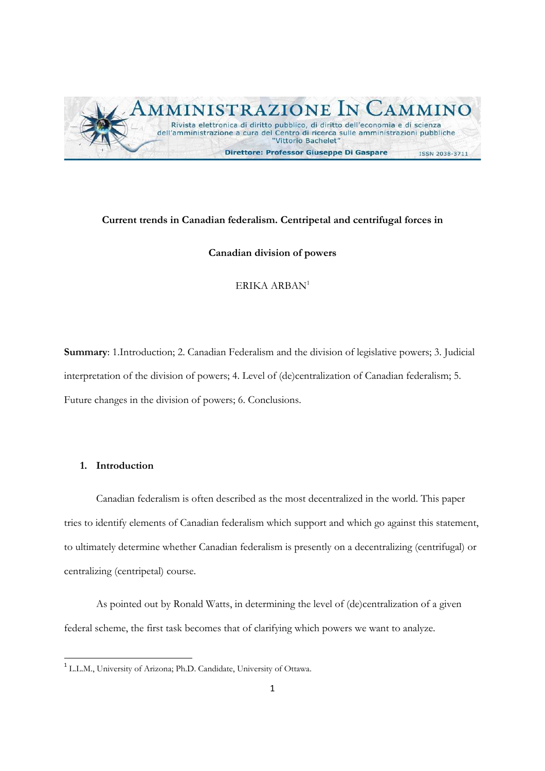**Current trends in Canadian federalism. Centripetal and centrifugal forces in Canadian division of powers**

ERIKA ARBAN[1]

**Summary**: 1.Introduction; 2. Canadian Federalism and the division of legislative powers; 3. Judicial interpretation of the division of powers; 4. Level of (de)centralization of Canadian federalism; 5. Future changes in the division of powers; 6. Conclusions.

## 1. Introduction

Canadian federalism is often described as the most decentralized in the world. This paper tries to identify elements of Canadian federalism which support and which go against this statement, to ultimately determine whether Canadian federalism is presently on a decentralizing (centrifugal) or centralizing (centripetal) course.

As pointed out by Ronald Watts, in determining the level of (de)centralization of a given federal scheme, the first task becomes that of clarifying which powers we want to analyze.

[1] L.L.M., University of Arizona; Ph.D. Candidate, University of Ottawa.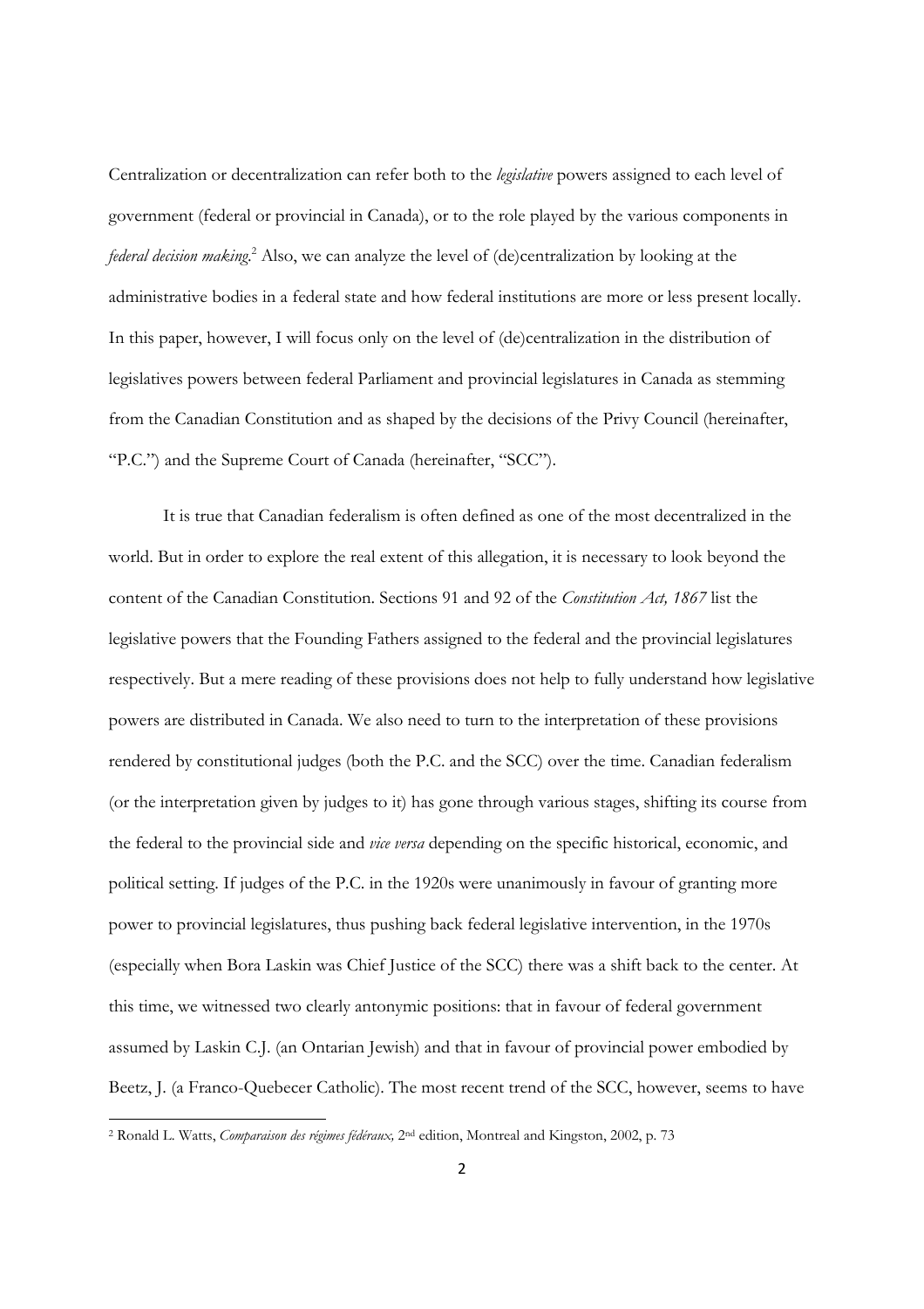Centralization or decentralization can refer both to the *legislative* powers assigned to each level of government (federal or provincial in Canada), or to the role played by the various components in *federal decision making*.[2] Also, we can analyze the level of (de)centralization by looking at the administrative bodies in a federal state and how federal institutions are more or less present locally. In this paper, however, I will focus only on the level of (de)centralization in the distribution of legislatives powers between federal Parliament and provincial legislatures in Canada as stemming from the Canadian Constitution and as shaped by the decisions of the Privy Council (hereinafter, "P.C.") and the Supreme Court of Canada (hereinafter, "SCC").

It is true that Canadian federalism is often defined as one of the most decentralized in the world. But in order to explore the real extent of this allegation, it is necessary to look beyond the content of the Canadian Constitution. Sections 91 and 92 of the *Constitution Act, 1867* list the legislative powers that the Founding Fathers assigned to the federal and the provincial legislatures respectively. But a mere reading of these provisions does not help to fully understand how legislative powers are distributed in Canada. We also need to turn to the interpretation of these provisions rendered by constitutional judges (both the P.C. and the SCC) over the time. Canadian federalism (or the interpretation given by judges to it) has gone through various stages, shifting its course from the federal to the provincial side and *vice versa* depending on the specific historical, economic, and political setting. If judges of the P.C. in the 1920s were unanimously in favour of granting more power to provincial legislatures, thus pushing back federal legislative intervention, in the 1970s (especially when Bora Laskin was Chief Justice of the SCC) there was a shift back to the center. At this time, we witnessed two clearly antonymic positions: that in favour of federal government assumed by Laskin C.J. (an Ontarian Jewish) and that in favour of provincial power embodied by Beetz, J. (a Franco-Quebecer Catholic). The most recent trend of the SCC, however, seems to have

[2] Ronald L. Watts, *Comparaison des régimes fédéraux,* 2nd edition, Montreal and Kingston, 2002, p. 73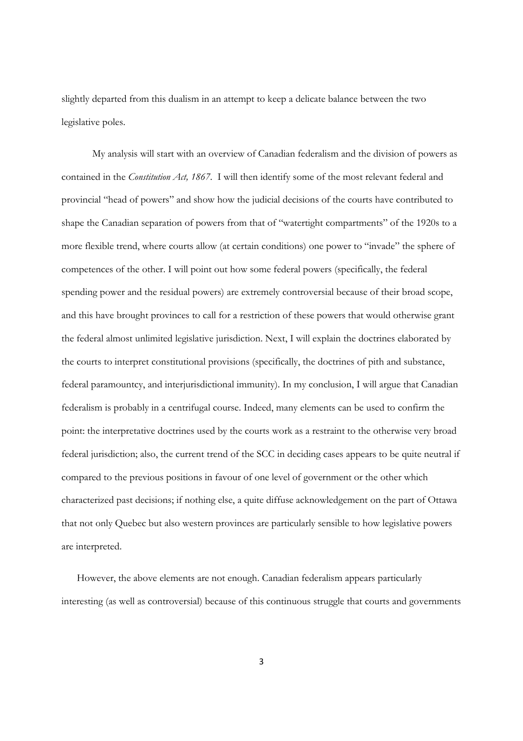slightly departed from this dualism in an attempt to keep a delicate balance between the two legislative poles.

My analysis will start with an overview of Canadian federalism and the division of powers as contained in the *Constitution Act, 1867*. I will then identify some of the most relevant federal and provincial "head of powers" and show how the judicial decisions of the courts have contributed to shape the Canadian separation of powers from that of "watertight compartments" of the 1920s to a more flexible trend, where courts allow (at certain conditions) one power to "invade" the sphere of competences of the other. I will point out how some federal powers (specifically, the federal spending power and the residual powers) are extremely controversial because of their broad scope, and this have brought provinces to call for a restriction of these powers that would otherwise grant the federal almost unlimited legislative jurisdiction. Next, I will explain the doctrines elaborated by the courts to interpret constitutional provisions (specifically, the doctrines of pith and substance, federal paramountcy, and interjurisdictional immunity). In my conclusion, I will argue that Canadian federalism is probably in a centrifugal course. Indeed, many elements can be used to confirm the point: the interpretative doctrines used by the courts work as a restraint to the otherwise very broad federal jurisdiction; also, the current trend of the SCC in deciding cases appears to be quite neutral if compared to the previous positions in favour of one level of government or the other which characterized past decisions; if nothing else, a quite diffuse acknowledgement on the part of Ottawa that not only Quebec but also western provinces are particularly sensible to how legislative powers are interpreted.

However, the above elements are not enough. Canadian federalism appears particularly interesting (as well as controversial) because of this continuous struggle that courts and governments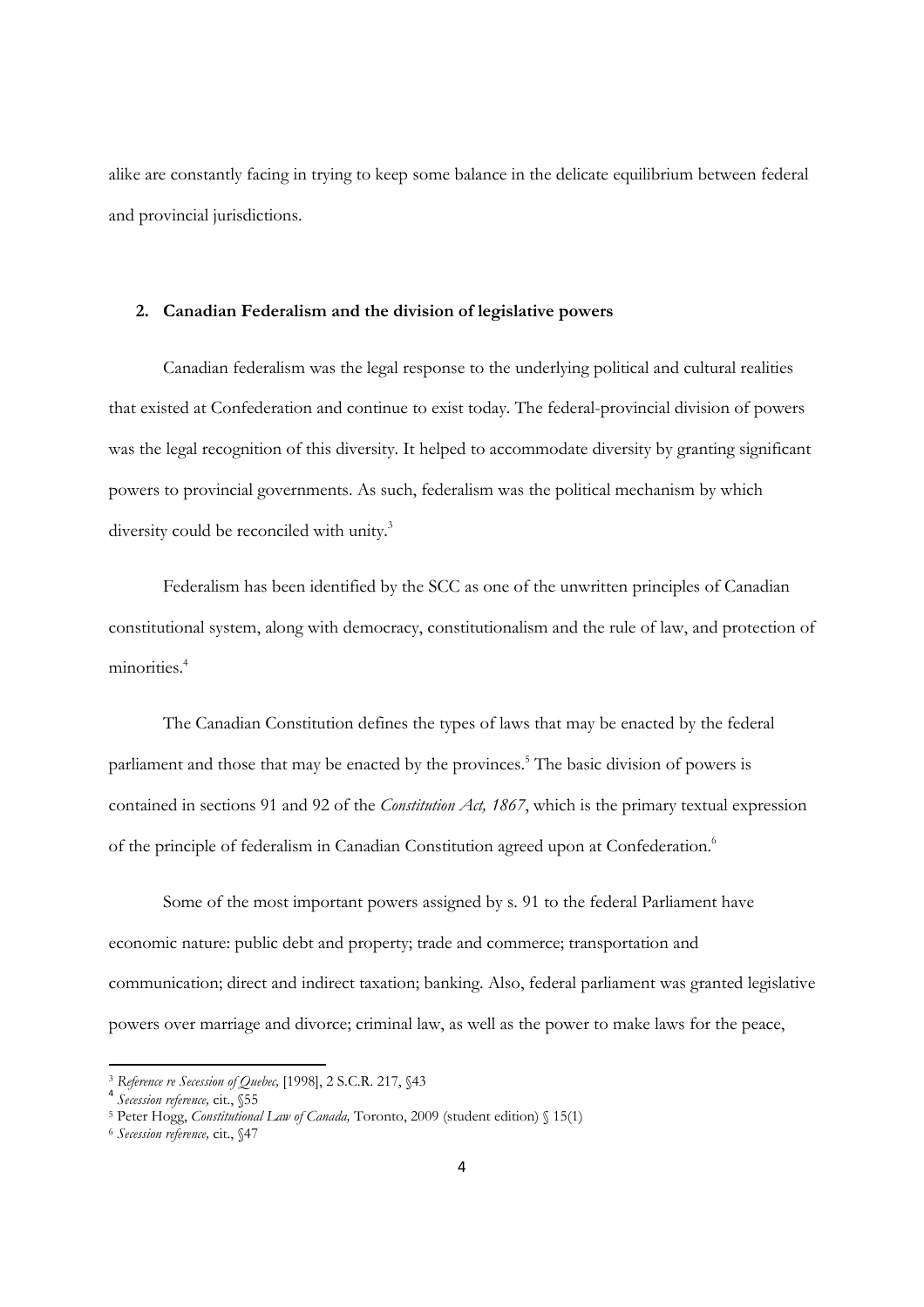alike are constantly facing in trying to keep some balance in the delicate equilibrium between federal and provincial jurisdictions.

## 2. Canadian Federalism and the division of legislative powers

Canadian federalism was the legal response to the underlying political and cultural realities that existed at Confederation and continue to exist today. The federal-provincial division of powers was the legal recognition of this diversity. It helped to accommodate diversity by granting significant powers to provincial governments. As such, federalism was the political mechanism by which diversity could be reconciled with unity.[3]

Federalism has been identified by the SCC as one of the unwritten principles of Canadian constitutional system, along with democracy, constitutionalism and the rule of law, and protection of minorities.[4]

The Canadian Constitution defines the types of laws that may be enacted by the federal parliament and those that may be enacted by the provinces.[5] The basic division of powers is contained in sections 91 and 92 of the *Constitution Act, 1867*, which is the primary textual expression of the principle of federalism in Canadian Constitution agreed upon at Confederation.[6]

Some of the most important powers assigned by s. 91 to the federal Parliament have economic nature: public debt and property; trade and commerce; transportation and communication; direct and indirect taxation; banking. Also, federal parliament was granted legislative powers over marriage and divorce; criminal law, as well as the power to make laws for the peace,

---

[3] *Reference re Secession of Quebec,* [1998], 2 S.C.R. 217, §43

[4] *Secession reference,* cit., §55

[5] Peter Hogg, *Constitutional Law of Canada,* Toronto, 2009 (student edition) § 15(1)

[6] *Secession reference,* cit., §47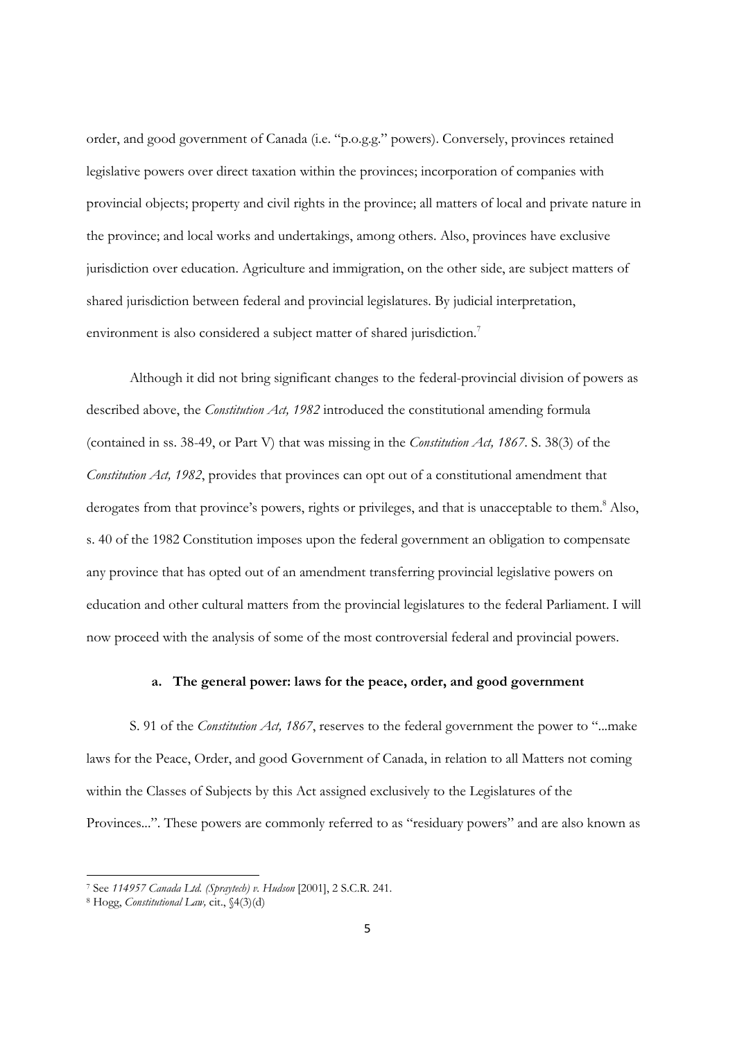order, and good government of Canada (i.e. "p.o.g.g." powers). Conversely, provinces retained legislative powers over direct taxation within the provinces; incorporation of companies with provincial objects; property and civil rights in the province; all matters of local and private nature in the province; and local works and undertakings, among others. Also, provinces have exclusive jurisdiction over education. Agriculture and immigration, on the other side, are subject matters of shared jurisdiction between federal and provincial legislatures. By judicial interpretation, environment is also considered a subject matter of shared jurisdiction.[7]

Although it did not bring significant changes to the federal-provincial division of powers as described above, the *Constitution Act, 1982* introduced the constitutional amending formula (contained in ss. 38-49, or Part V) that was missing in the *Constitution Act, 1867*. S. 38(3) of the *Constitution Act, 1982*, provides that provinces can opt out of a constitutional amendment that derogates from that province's powers, rights or privileges, and that is unacceptable to them.[8] Also, s. 40 of the 1982 Constitution imposes upon the federal government an obligation to compensate any province that has opted out of an amendment transferring provincial legislative powers on education and other cultural matters from the provincial legislatures to the federal Parliament. I will now proceed with the analysis of some of the most controversial federal and provincial powers.

### a. The general power: laws for the peace, order, and good government

S. 91 of the *Constitution Act, 1867*, reserves to the federal government the power to "...make laws for the Peace, Order, and good Government of Canada, in relation to all Matters not coming within the Classes of Subjects by this Act assigned exclusively to the Legislatures of the Provinces...". These powers are commonly referred to as "residuary powers" and are also known as

---

[7] See *114957 Canada Ltd. (Spraytech) v. Hudson* [2001], 2 S.C.R. 241.

[8] Hogg, *Constitutional Law,* cit., §4(3)(d)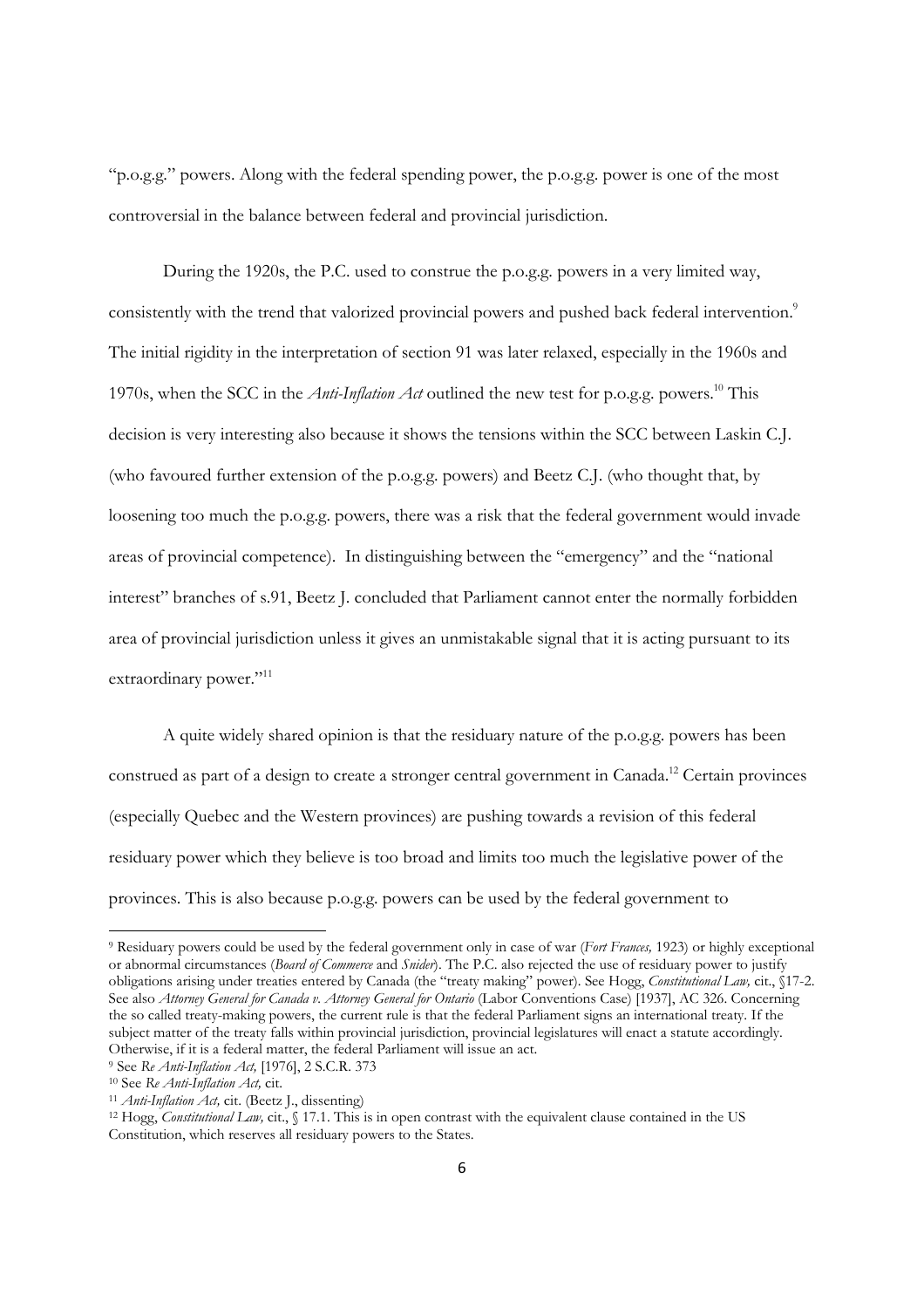"p.o.g.g." powers. Along with the federal spending power, the p.o.g.g. power is one of the most controversial in the balance between federal and provincial jurisdiction.

During the 1920s, the P.C. used to construe the p.o.g.g. powers in a very limited way, consistently with the trend that valorized provincial powers and pushed back federal intervention.[9] The initial rigidity in the interpretation of section 91 was later relaxed, especially in the 1960s and 1970s, when the SCC in the *Anti-Inflation Act* outlined the new test for p.o.g.g. powers.[10] This decision is very interesting also because it shows the tensions within the SCC between Laskin C.J. (who favoured further extension of the p.o.g.g. powers) and Beetz C.J. (who thought that, by loosening too much the p.o.g.g. powers, there was a risk that the federal government would invade areas of provincial competence). In distinguishing between the "emergency" and the "national interest" branches of s.91, Beetz J. concluded that Parliament cannot enter the normally forbidden area of provincial jurisdiction unless it gives an unmistakable signal that it is acting pursuant to its extraordinary power."[11]

A quite widely shared opinion is that the residuary nature of the p.o.g.g. powers has been construed as part of a design to create a stronger central government in Canada.[12] Certain provinces (especially Quebec and the Western provinces) are pushing towards a revision of this federal residuary power which they believe is too broad and limits too much the legislative power of the provinces. This is also because p.o.g.g. powers can be used by the federal government to

---

[9] Residuary powers could be used by the federal government only in case of war (*Fort Frances,* 1923) or highly exceptional or abnormal circumstances (*Board of Commerce* and *Snider*). The P.C. also rejected the use of residuary power to justify obligations arising under treaties entered by Canada (the "treaty making" power). See Hogg, *Constitutional Law,* cit., §17-2. See also *Attorney General for Canada v. Attorney General for Ontario* (Labor Conventions Case) [1937], AC 326. Concerning the so called treaty-making powers, the current rule is that the federal Parliament signs an international treaty. If the subject matter of the treaty falls within provincial jurisdiction, provincial legislatures will enact a statute accordingly. Otherwise, if it is a federal matter, the federal Parliament will issue an act.

[9] See *Re Anti-Inflation Act,* [1976], 2 S.C.R. 373

[10] See *Re Anti-Inflation Act,* cit.

[11] *Anti-Inflation Act,* cit. (Beetz J., dissenting)

[12] Hogg, *Constitutional Law,* cit., § 17.1. This is in open contrast with the equivalent clause contained in the US Constitution, which reserves all residuary powers to the States.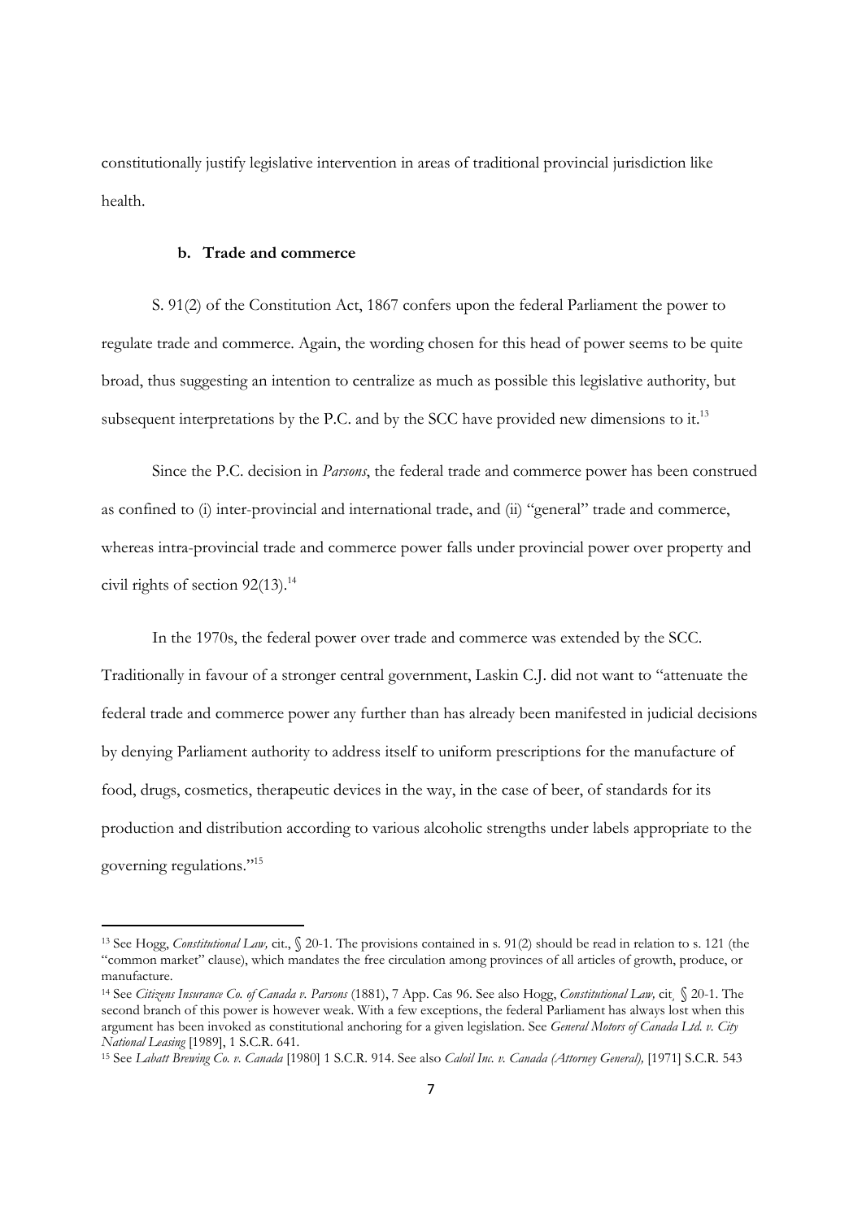constitutionally justify legislative intervention in areas of traditional provincial jurisdiction like health.

### b. Trade and commerce

S. 91(2) of the Constitution Act, 1867 confers upon the federal Parliament the power to regulate trade and commerce. Again, the wording chosen for this head of power seems to be quite broad, thus suggesting an intention to centralize as much as possible this legislative authority, but subsequent interpretations by the P.C. and by the SCC have provided new dimensions to it.[13]

Since the P.C. decision in *Parsons*, the federal trade and commerce power has been construed as confined to (i) inter-provincial and international trade, and (ii) "general" trade and commerce, whereas intra-provincial trade and commerce power falls under provincial power over property and civil rights of section 92(13).[14]

In the 1970s, the federal power over trade and commerce was extended by the SCC. Traditionally in favour of a stronger central government, Laskin C.J. did not want to "attenuate the federal trade and commerce power any further than has already been manifested in judicial decisions by denying Parliament authority to address itself to uniform prescriptions for the manufacture of food, drugs, cosmetics, therapeutic devices in the way, in the case of beer, of standards for its production and distribution according to various alcoholic strengths under labels appropriate to the governing regulations."[15]

---

[13] See Hogg, *Constitutional Law,* cit., § 20-1. The provisions contained in s. 91(2) should be read in relation to s. 121 (the "common market" clause), which mandates the free circulation among provinces of all articles of growth, produce, or manufacture.

[14] See *Citizens Insurance Co. of Canada v. Parsons* (1881), 7 App. Cas 96. See also Hogg, *Constitutional Law,* cit, § 20-1. The second branch of this power is however weak. With a few exceptions, the federal Parliament has always lost when this argument has been invoked as constitutional anchoring for a given legislation. See *General Motors of Canada Ltd. v. City National Leasing* [1989], 1 S.C.R. 641.

[15] See *Labatt Brewing Co. v. Canada* [1980] 1 S.C.R. 914. See also *Caloil Inc. v. Canada (Attorney General),* [1971] S.C.R. 543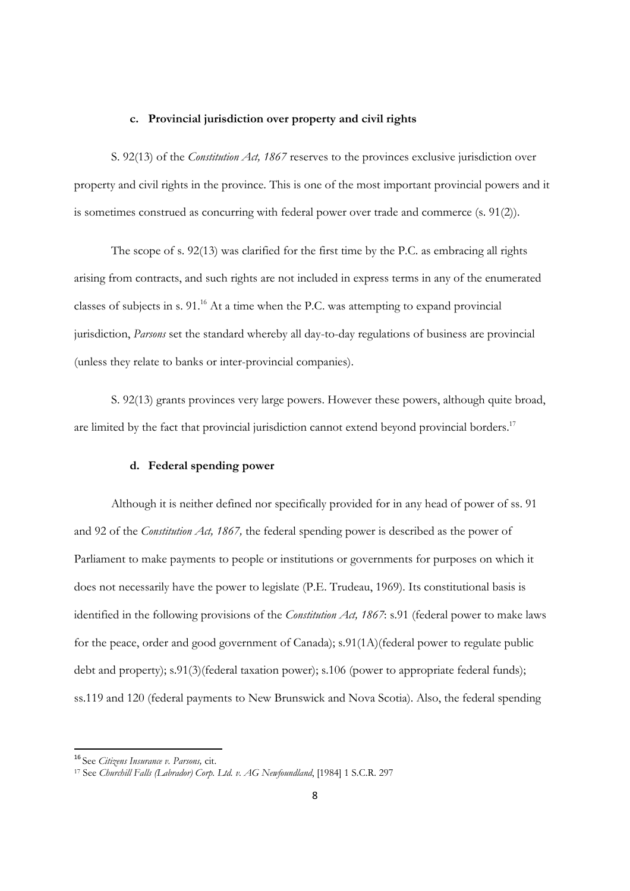#### c. Provincial jurisdiction over property and civil rights

S. 92(13) of the *Constitution Act, 1867* reserves to the provinces exclusive jurisdiction over property and civil rights in the province. This is one of the most important provincial powers and it is sometimes construed as concurring with federal power over trade and commerce (s. 91(2)).

The scope of s. 92(13) was clarified for the first time by the P.C. as embracing all rights arising from contracts, and such rights are not included in express terms in any of the enumerated classes of subjects in s. 91.[16] At a time when the P.C. was attempting to expand provincial jurisdiction, *Parsons* set the standard whereby all day-to-day regulations of business are provincial (unless they relate to banks or inter-provincial companies).

S. 92(13) grants provinces very large powers. However these powers, although quite broad, are limited by the fact that provincial jurisdiction cannot extend beyond provincial borders.[17]

#### d. Federal spending power

Although it is neither defined nor specifically provided for in any head of power of ss. 91 and 92 of the *Constitution Act, 1867,* the federal spending power is described as the power of Parliament to make payments to people or institutions or governments for purposes on which it does not necessarily have the power to legislate (P.E. Trudeau, 1969). Its constitutional basis is identified in the following provisions of the *Constitution Act, 1867*: s.91 (federal power to make laws for the peace, order and good government of Canada); s.91(1A)(federal power to regulate public debt and property); s.91(3)(federal taxation power); s.106 (power to appropriate federal funds); ss.119 and 120 (federal payments to New Brunswick and Nova Scotia). Also, the federal spending

---

[16] See *Citizens Insurance v. Parsons,* cit.

[17] See *Churchill Falls (Labrador) Corp. Ltd. v. AG Newfoundland*, [1984] 1 S.C.R. 297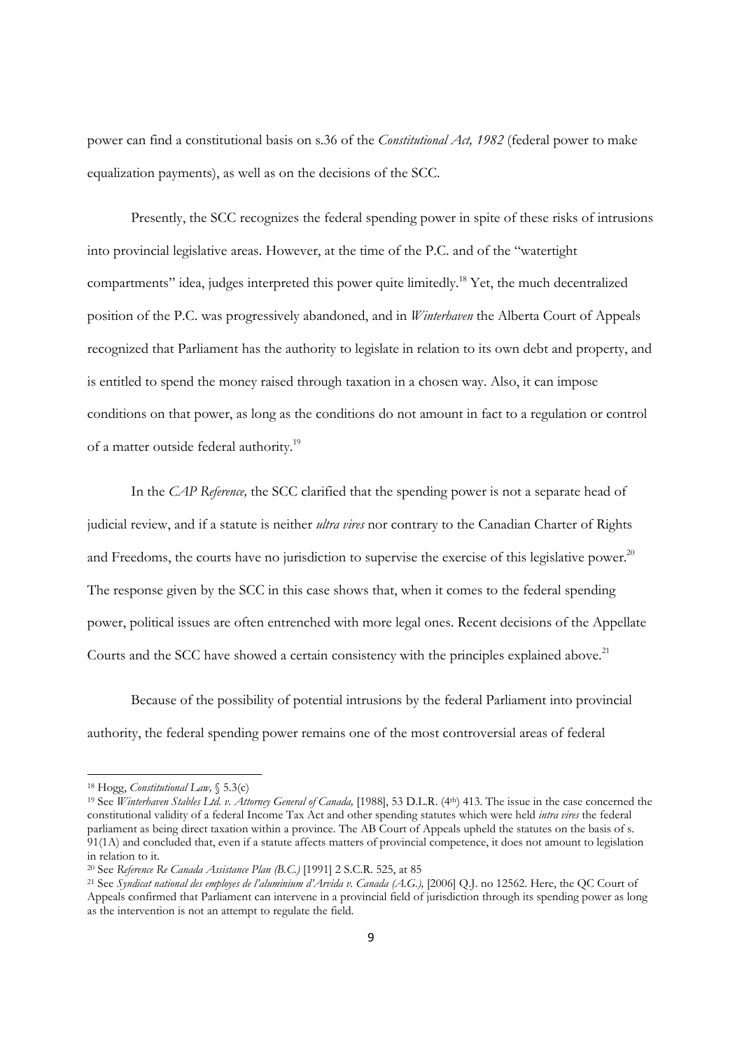power can find a constitutional basis on s.36 of the *Constitutional Act, 1982* (federal power to make equalization payments), as well as on the decisions of the SCC.

Presently, the SCC recognizes the federal spending power in spite of these risks of intrusions into provincial legislative areas. However, at the time of the P.C. and of the "watertight compartments" idea, judges interpreted this power quite limitedly.[18] Yet, the much decentralized position of the P.C. was progressively abandoned, and in *Winterhaven* the Alberta Court of Appeals recognized that Parliament has the authority to legislate in relation to its own debt and property, and is entitled to spend the money raised through taxation in a chosen way. Also, it can impose conditions on that power, as long as the conditions do not amount in fact to a regulation or control of a matter outside federal authority.[19]

In the *CAP Reference,* the SCC clarified that the spending power is not a separate head of judicial review, and if a statute is neither *ultra vires* nor contrary to the Canadian Charter of Rights and Freedoms, the courts have no jurisdiction to supervise the exercise of this legislative power.[20] The response given by the SCC in this case shows that, when it comes to the federal spending power, political issues are often entrenched with more legal ones. Recent decisions of the Appellate Courts and the SCC have showed a certain consistency with the principles explained above.[21]

Because of the possibility of potential intrusions by the federal Parliament into provincial authority, the federal spending power remains one of the most controversial areas of federal

---

[18] Hogg, *Constitutional Law,* § 5.3(c)

[19] See *Winterhaven Stables Ltd. v. Attorney General of Canada,* [1988], 53 D.L.R. (4th) 413. The issue in the case concerned the constitutional validity of a federal Income Tax Act and other spending statutes which were held *intra vires* the federal parliament as being direct taxation within a province. The AB Court of Appeals upheld the statutes on the basis of s. 91(1A) and concluded that, even if a statute affects matters of provincial competence, it does not amount to legislation in relation to it.

[20] See *Reference Re Canada Assistance Plan (B.C.)* [1991] 2 S.C.R. 525, at 85

[21] See *Syndicat national des employes de l'aluminium d'Arvida v. Canada (A.G.),* [2006] Q.J. no 12562. Here, the QC Court of Appeals confirmed that Parliament can intervene in a provincial field of jurisdiction through its spending power as long as the intervention is not an attempt to regulate the field.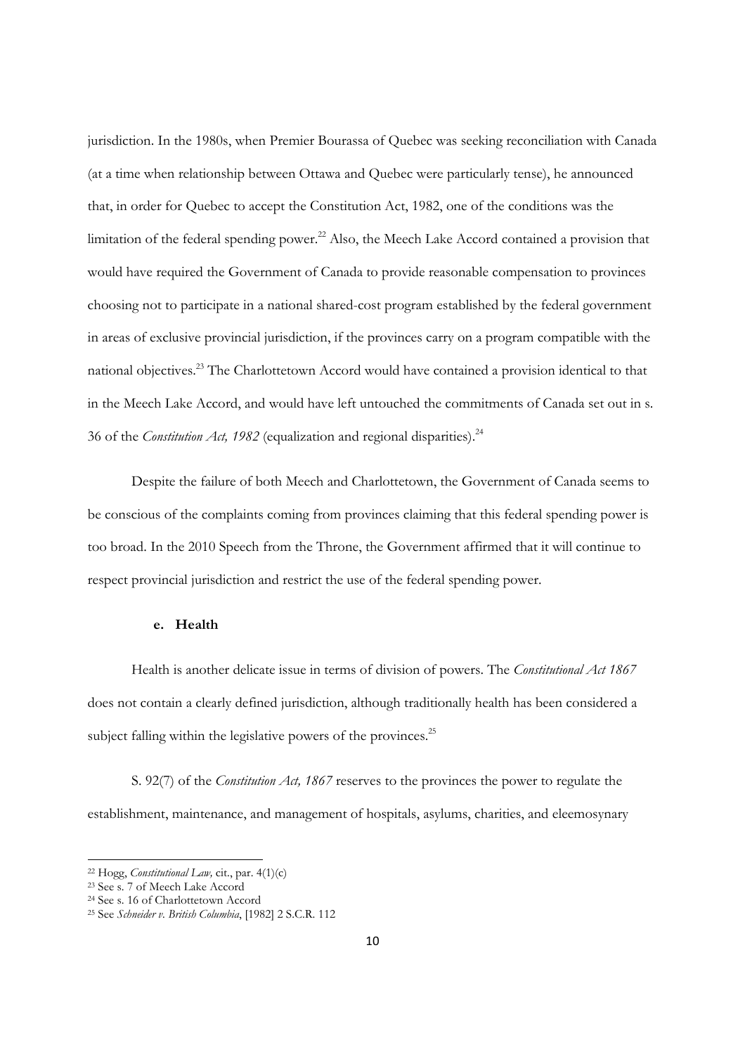jurisdiction. In the 1980s, when Premier Bourassa of Quebec was seeking reconciliation with Canada (at a time when relationship between Ottawa and Quebec were particularly tense), he announced that, in order for Quebec to accept the Constitution Act, 1982, one of the conditions was the limitation of the federal spending power.[22] Also, the Meech Lake Accord contained a provision that would have required the Government of Canada to provide reasonable compensation to provinces choosing not to participate in a national shared-cost program established by the federal government in areas of exclusive provincial jurisdiction, if the provinces carry on a program compatible with the national objectives.[23] The Charlottetown Accord would have contained a provision identical to that in the Meech Lake Accord, and would have left untouched the commitments of Canada set out in s. 36 of the *Constitution Act, 1982* (equalization and regional disparities).[24]

Despite the failure of both Meech and Charlottetown, the Government of Canada seems to be conscious of the complaints coming from provinces claiming that this federal spending power is too broad. In the 2010 Speech from the Throne, the Government affirmed that it will continue to respect provincial jurisdiction and restrict the use of the federal spending power.

#### e. Health

Health is another delicate issue in terms of division of powers. The *Constitutional Act 1867* does not contain a clearly defined jurisdiction, although traditionally health has been considered a subject falling within the legislative powers of the provinces.[25]

S. 92(7) of the *Constitution Act, 1867* reserves to the provinces the power to regulate the establishment, maintenance, and management of hospitals, asylums, charities, and eleemosynary

---

[22] Hogg, *Constitutional Law*, cit., par. 4(1)(c)

[23] See s. 7 of Meech Lake Accord

[24] See s. 16 of Charlottetown Accord

[25] See *Schneider v. British Columbia*, [1982] 2 S.C.R. 112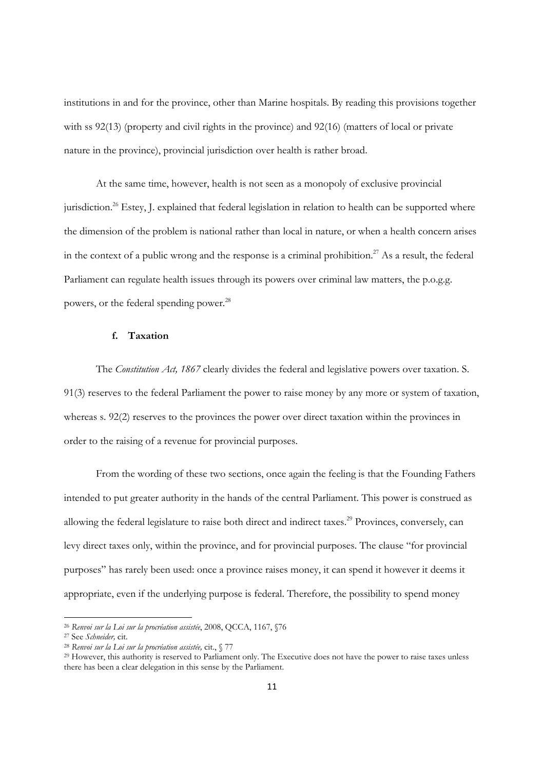institutions in and for the province, other than Marine hospitals. By reading this provisions together with ss 92(13) (property and civil rights in the province) and 92(16) (matters of local or private nature in the province), provincial jurisdiction over health is rather broad.

At the same time, however, health is not seen as a monopoly of exclusive provincial jurisdiction.[26] Estey, J. explained that federal legislation in relation to health can be supported where the dimension of the problem is national rather than local in nature, or when a health concern arises in the context of a public wrong and the response is a criminal prohibition.[27] As a result, the federal Parliament can regulate health issues through its powers over criminal law matters, the p.o.g.g. powers, or the federal spending power.[28]

### f. Taxation

The *Constitution Act, 1867* clearly divides the federal and legislative powers over taxation. S. 91(3) reserves to the federal Parliament the power to raise money by any more or system of taxation, whereas s. 92(2) reserves to the provinces the power over direct taxation within the provinces in order to the raising of a revenue for provincial purposes.

From the wording of these two sections, once again the feeling is that the Founding Fathers intended to put greater authority in the hands of the central Parliament. This power is construed as allowing the federal legislature to raise both direct and indirect taxes.[29] Provinces, conversely, can levy direct taxes only, within the province, and for provincial purposes. The clause "for provincial purposes" has rarely been used: once a province raises money, it can spend it however it deems it appropriate, even if the underlying purpose is federal. Therefore, the possibility to spend money

---

[26] *Renvoi sur la Loi sur la procréation assistée*, 2008, QCCA, 1167, §76

[27] See *Schneider,* cit.

[28] *Renvoi sur la Loi sur la procréation assistée,* cit., § 77

[29] However, this authority is reserved to Parliament only. The Executive does not have the power to raise taxes unless there has been a clear delegation in this sense by the Parliament.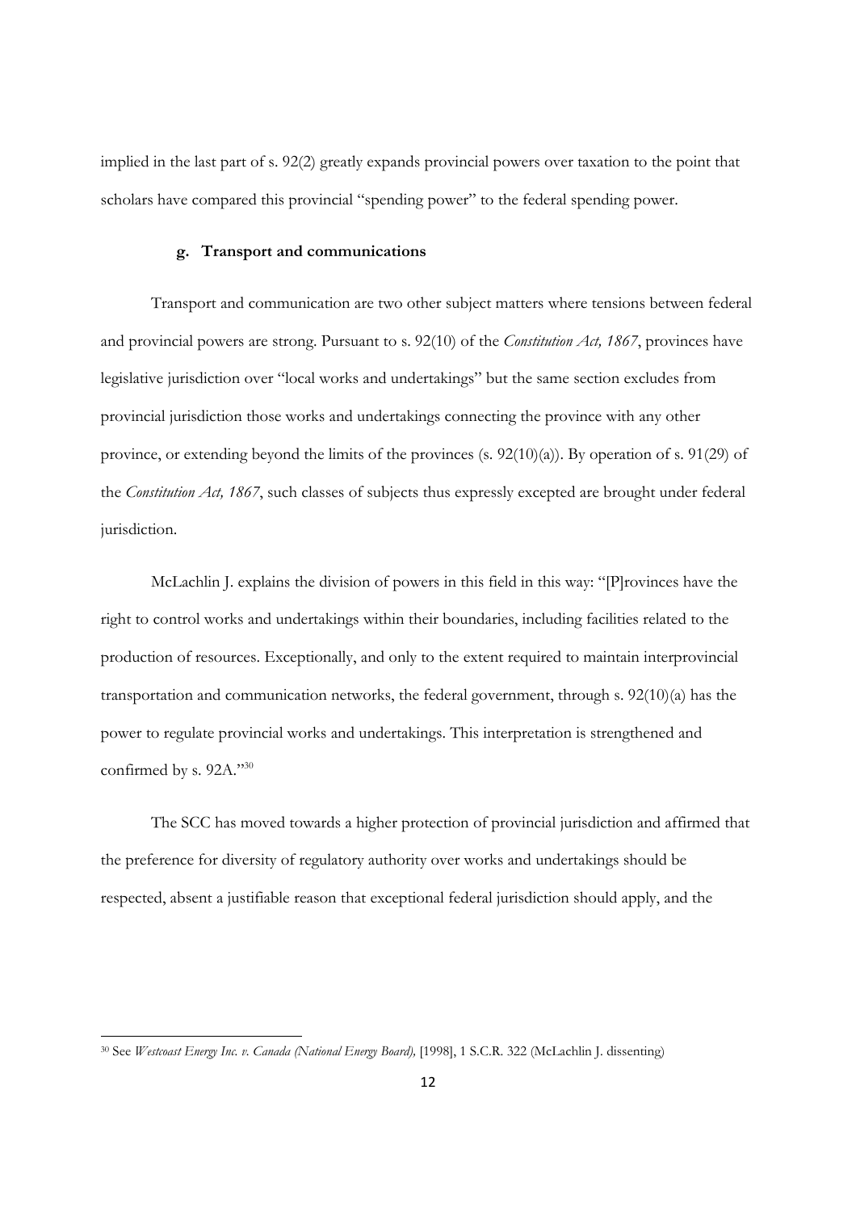implied in the last part of s. 92(2) greatly expands provincial powers over taxation to the point that scholars have compared this provincial "spending power" to the federal spending power.

#### g. Transport and communications

Transport and communication are two other subject matters where tensions between federal and provincial powers are strong. Pursuant to s. 92(10) of the *Constitution Act, 1867*, provinces have legislative jurisdiction over "local works and undertakings" but the same section excludes from provincial jurisdiction those works and undertakings connecting the province with any other province, or extending beyond the limits of the provinces (s. 92(10)(a)). By operation of s. 91(29) of the *Constitution Act, 1867*, such classes of subjects thus expressly excepted are brought under federal jurisdiction.

McLachlin J. explains the division of powers in this field in this way: "[P]rovinces have the right to control works and undertakings within their boundaries, including facilities related to the production of resources. Exceptionally, and only to the extent required to maintain interprovincial transportation and communication networks, the federal government, through s. 92(10)(a) has the power to regulate provincial works and undertakings. This interpretation is strengthened and confirmed by s. 92A."[30]

The SCC has moved towards a higher protection of provincial jurisdiction and affirmed that the preference for diversity of regulatory authority over works and undertakings should be respected, absent a justifiable reason that exceptional federal jurisdiction should apply, and the

---

[30] See *Westcoast Energy Inc. v. Canada (National Energy Board),* [1998], 1 S.C.R. 322 (McLachlin J. dissenting)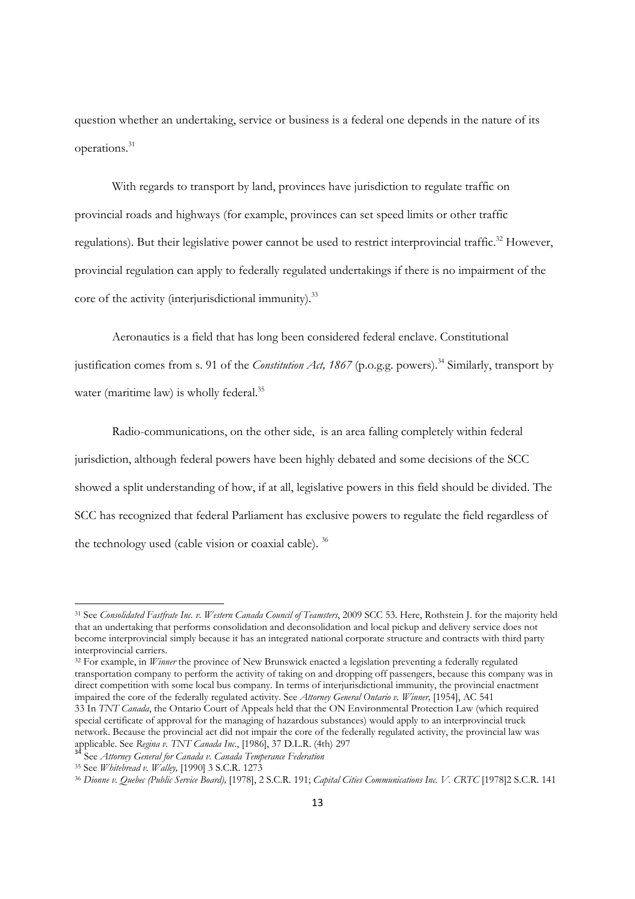question whether an undertaking, service or business is a federal one depends in the nature of its operations.[31]

With regards to transport by land, provinces have jurisdiction to regulate traffic on provincial roads and highways (for example, provinces can set speed limits or other traffic regulations). But their legislative power cannot be used to restrict interprovincial traffic.[32] However, provincial regulation can apply to federally regulated undertakings if there is no impairment of the core of the activity (interjurisdictional immunity).[33]

Aeronautics is a field that has long been considered federal enclave. Constitutional justification comes from s. 91 of the *Constitution Act, 1867* (p.o.g.g. powers).[34] Similarly, transport by water (maritime law) is wholly federal.[35]

Radio-communications, on the other side, is an area falling completely within federal jurisdiction, although federal powers have been highly debated and some decisions of the SCC showed a split understanding of how, if at all, legislative powers in this field should be divided. The SCC has recognized that federal Parliament has exclusive powers to regulate the field regardless of the technology used (cable vision or coaxial cable). [36]

---

[31] See *Consolidated Fastfrate Inc. v. Western Canada Council of Teamsters*, 2009 SCC 53. Here, Rothstein J. for the majority held that an undertaking that performs consolidation and deconsolidation and local pickup and delivery service does not become interprovincial simply because it has an integrated national corporate structure and contracts with third party interprovincial carriers.

[32] For example, in *Winner* the province of New Brunswick enacted a legislation preventing a federally regulated transportation company to perform the activity of taking on and dropping off passengers, because this company was in direct competition with some local bus company. In terms of interjurisdictional immunity, the provincial enactment impaired the core of the federally regulated activity. See *Attorney General Ontario v. Winner,* [1954], AC 541

33 In *TNT Canada*, the Ontario Court of Appeals held that the ON Environmental Protection Law (which required special certificate of approval for the managing of hazardous substances) would apply to an interprovincial truck network. Because the provincial act did not impair the core of the federally regulated activity, the provincial law was applicable. See *Regina v. TNT Canada Inc.*, [1986], 37 D.L.R. (4th) 297

[34] See *Attorney General for Canada v. Canada Temperance Federation*

[35] See *Whitebread v. Walley,* [1990] 3 S.C.R. 1273

[36] *Dionne v. Quebec (Public Service Board),* [1978], 2 S.C.R. 191; *Capital Cities Communications Inc. V. CRTC* [1978]2 S.C.R. 141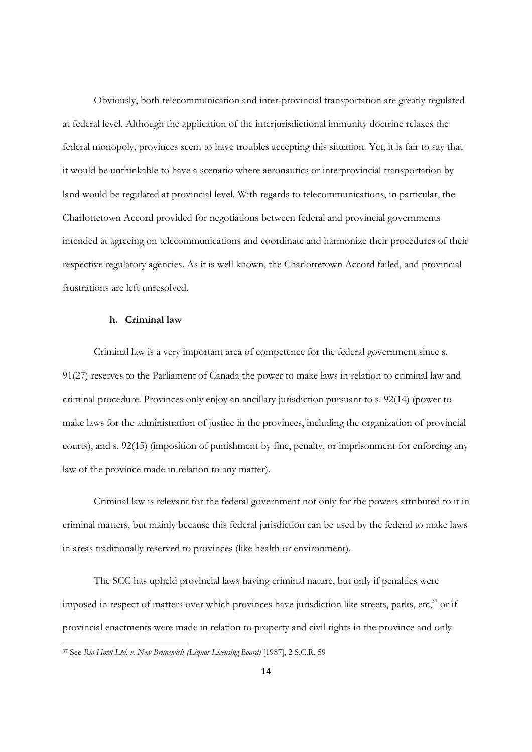Obviously, both telecommunication and inter-provincial transportation are greatly regulated at federal level. Although the application of the interjurisdictional immunity doctrine relaxes the federal monopoly, provinces seem to have troubles accepting this situation. Yet, it is fair to say that it would be unthinkable to have a scenario where aeronautics or interprovincial transportation by land would be regulated at provincial level. With regards to telecommunications, in particular, the Charlottetown Accord provided for negotiations between federal and provincial governments intended at agreeing on telecommunications and coordinate and harmonize their procedures of their respective regulatory agencies. As it is well known, the Charlottetown Accord failed, and provincial frustrations are left unresolved.

#### h. Criminal law

Criminal law is a very important area of competence for the federal government since s. 91(27) reserves to the Parliament of Canada the power to make laws in relation to criminal law and criminal procedure. Provinces only enjoy an ancillary jurisdiction pursuant to s. 92(14) (power to make laws for the administration of justice in the provinces, including the organization of provincial courts), and s. 92(15) (imposition of punishment by fine, penalty, or imprisonment for enforcing any law of the province made in relation to any matter).

Criminal law is relevant for the federal government not only for the powers attributed to it in criminal matters, but mainly because this federal jurisdiction can be used by the federal to make laws in areas traditionally reserved to provinces (like health or environment).

The SCC has upheld provincial laws having criminal nature, but only if penalties were imposed in respect of matters over which provinces have jurisdiction like streets, parks, etc,[37] or if provincial enactments were made in relation to property and civil rights in the province and only

---

[37] See *Rio Hotel Ltd. v. New Brunswick (Liquor Licensing Board)* [1987], 2 S.C.R. 59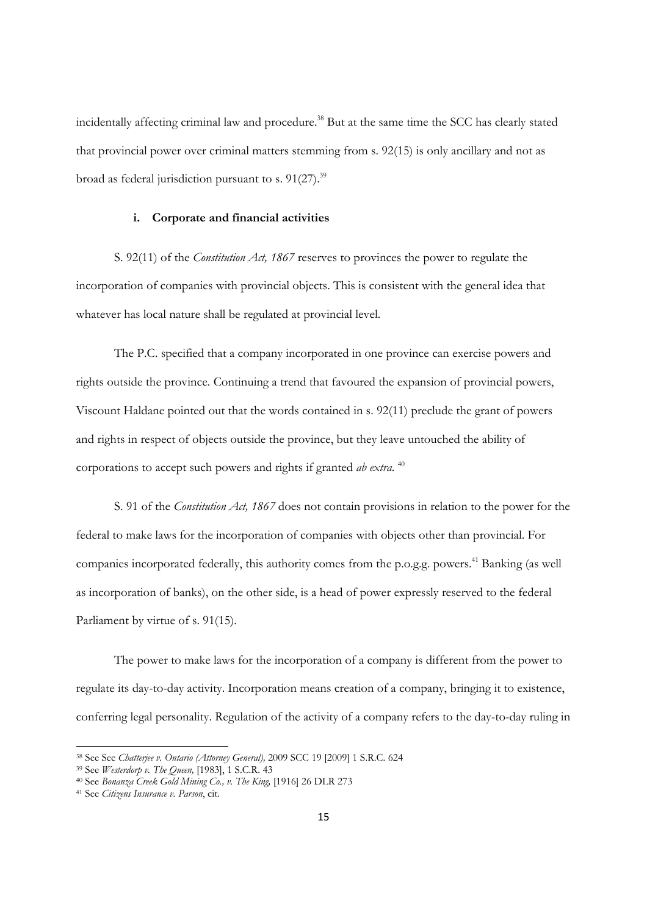incidentally affecting criminal law and procedure.[38] But at the same time the SCC has clearly stated that provincial power over criminal matters stemming from s. 92(15) is only ancillary and not as broad as federal jurisdiction pursuant to s. 91(27).[39]

#### i. Corporate and financial activities

S. 92(11) of the *Constitution Act, 1867* reserves to provinces the power to regulate the incorporation of companies with provincial objects. This is consistent with the general idea that whatever has local nature shall be regulated at provincial level.

The P.C. specified that a company incorporated in one province can exercise powers and rights outside the province. Continuing a trend that favoured the expansion of provincial powers, Viscount Haldane pointed out that the words contained in s. 92(11) preclude the grant of powers and rights in respect of objects outside the province, but they leave untouched the ability of corporations to accept such powers and rights if granted *ab extra.* [40]

S. 91 of the *Constitution Act, 1867* does not contain provisions in relation to the power for the federal to make laws for the incorporation of companies with objects other than provincial. For companies incorporated federally, this authority comes from the p.o.g.g. powers.[41] Banking (as well as incorporation of banks), on the other side, is a head of power expressly reserved to the federal Parliament by virtue of s. 91(15).

The power to make laws for the incorporation of a company is different from the power to regulate its day-to-day activity. Incorporation means creation of a company, bringing it to existence, conferring legal personality. Regulation of the activity of a company refers to the day-to-day ruling in

---

[38] See See *Chatterjee v. Ontario (Attorney General),* 2009 SCC 19 [2009] 1 S.R.C. 624

[39] See *Westerdorp v. The Queen,* [1983], 1 S.C.R. 43

[40] See *Bonanza Creek Gold Mining Co., v. The King,* [1916] 26 DLR 273

[41] See *Citizens Insurance v. Parson*, cit.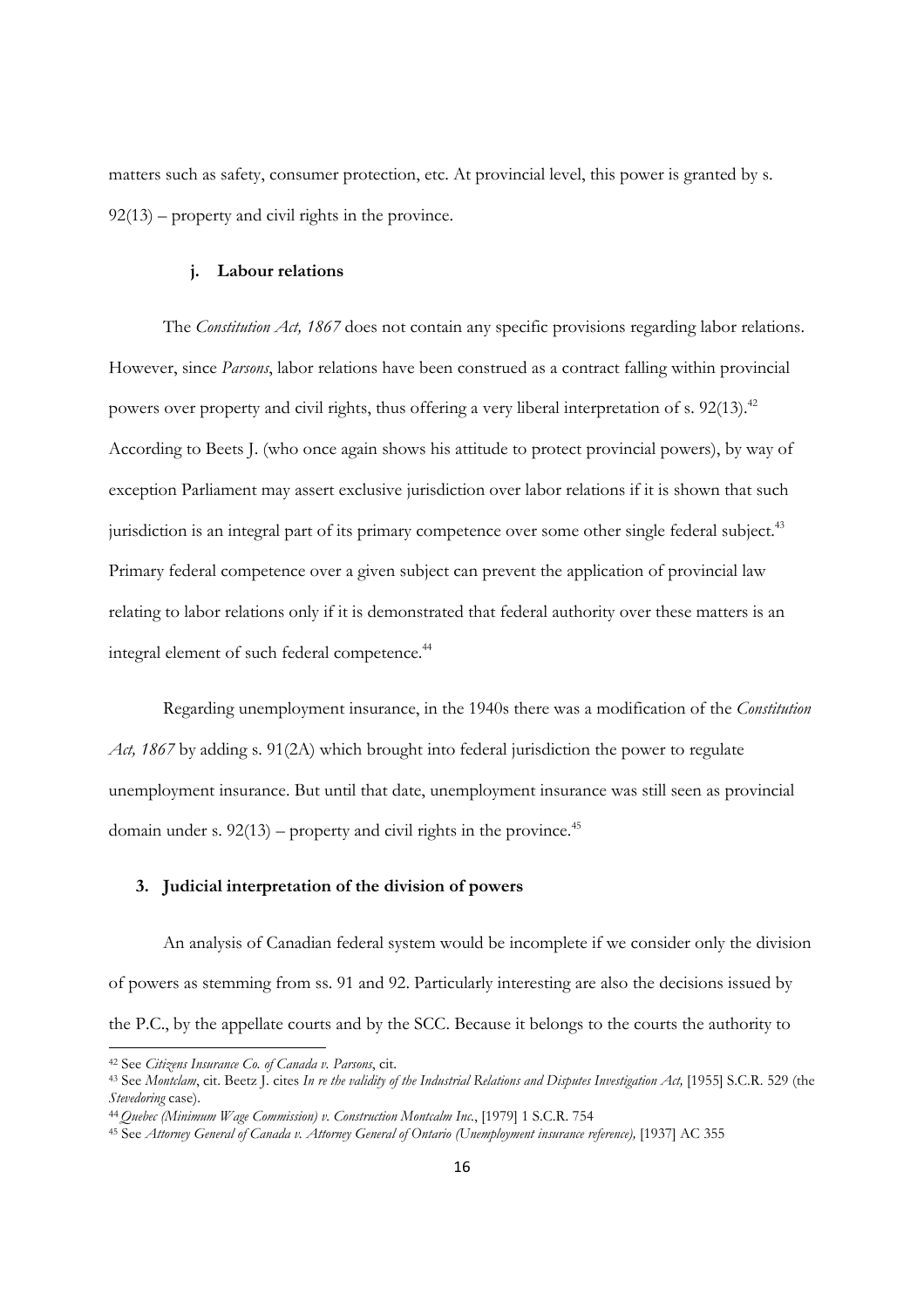matters such as safety, consumer protection, etc. At provincial level, this power is granted by s. 92(13) – property and civil rights in the province.

#### j. Labour relations

The *Constitution Act, 1867* does not contain any specific provisions regarding labor relations. However, since *Parsons*, labor relations have been construed as a contract falling within provincial powers over property and civil rights, thus offering a very liberal interpretation of s. 92(13).[42] According to Beets J. (who once again shows his attitude to protect provincial powers), by way of exception Parliament may assert exclusive jurisdiction over labor relations if it is shown that such jurisdiction is an integral part of its primary competence over some other single federal subject.[43] Primary federal competence over a given subject can prevent the application of provincial law relating to labor relations only if it is demonstrated that federal authority over these matters is an integral element of such federal competence.[44]

Regarding unemployment insurance, in the 1940s there was a modification of the *Constitution Act, 1867* by adding s. 91(2A) which brought into federal jurisdiction the power to regulate unemployment insurance. But until that date, unemployment insurance was still seen as provincial domain under s. 92(13) – property and civil rights in the province.[45]

### 3. Judicial interpretation of the division of powers

An analysis of Canadian federal system would be incomplete if we consider only the division of powers as stemming from ss. 91 and 92. Particularly interesting are also the decisions issued by the P.C., by the appellate courts and by the SCC. Because it belongs to the courts the authority to

---

[42] See *Citizens Insurance Co. of Canada v. Parsons*, cit.

[43] See *Montclam*, cit. Beetz J. cites *In re the validity of the Industrial Relations and Disputes Investigation Act,* [1955] S.C.R. 529 (the *Stevedoring* case).

[44] *Quebec (Minimum Wage Commission) v. Construction Montcalm Inc.*, [1979] 1 S.C.R. 754

[45] See *Attorney General of Canada v. Attorney General of Ontario (Unemployment insurance reference),* [1937] AC 355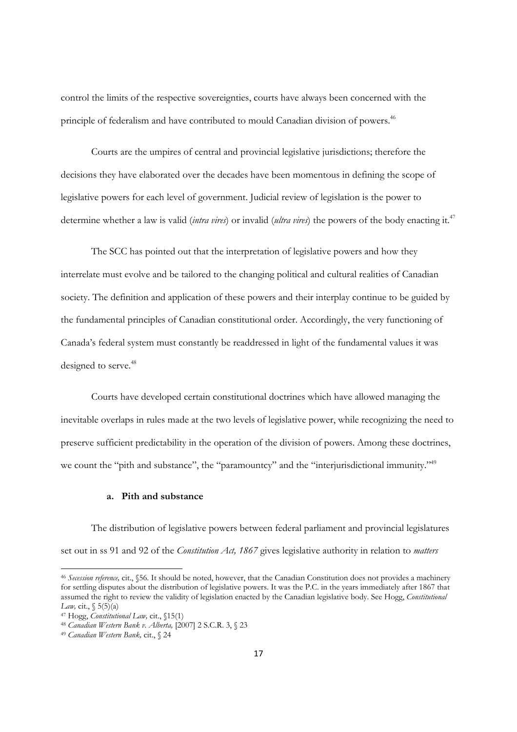control the limits of the respective sovereignties, courts have always been concerned with the principle of federalism and have contributed to mould Canadian division of powers.[46]

Courts are the umpires of central and provincial legislative jurisdictions; therefore the decisions they have elaborated over the decades have been momentous in defining the scope of legislative powers for each level of government. Judicial review of legislation is the power to determine whether a law is valid (*intra vires*) or invalid (*ultra vires*) the powers of the body enacting it.[47]

The SCC has pointed out that the interpretation of legislative powers and how they interrelate must evolve and be tailored to the changing political and cultural realities of Canadian society. The definition and application of these powers and their interplay continue to be guided by the fundamental principles of Canadian constitutional order. Accordingly, the very functioning of Canada's federal system must constantly be readdressed in light of the fundamental values it was designed to serve.[48]

Courts have developed certain constitutional doctrines which have allowed managing the inevitable overlaps in rules made at the two levels of legislative power, while recognizing the need to preserve sufficient predictability in the operation of the division of powers. Among these doctrines, we count the "pith and substance", the "paramountcy" and the "interjurisdictional immunity."[49]

#### a. Pith and substance

The distribution of legislative powers between federal parliament and provincial legislatures set out in ss 91 and 92 of the *Constitution Act, 1867* gives legislative authority in relation to *matters*

---

[46] *Secession reference,* cit., §56. It should be noted, however, that the Canadian Constitution does not provides a machinery for settling disputes about the distribution of legislative powers. It was the P.C. in the years immediately after 1867 that assumed the right to review the validity of legislation enacted by the Canadian legislative body. See Hogg, *Constitutional Law,* cit., § 5(5)(a)

[47] Hogg, *Constitutional Law,* cit., §15(1)

[48] *Canadian Western Bank v. Alberta,* [2007] 2 S.C.R. 3, § 23

[49] *Canadian Western Bank,* cit., § 24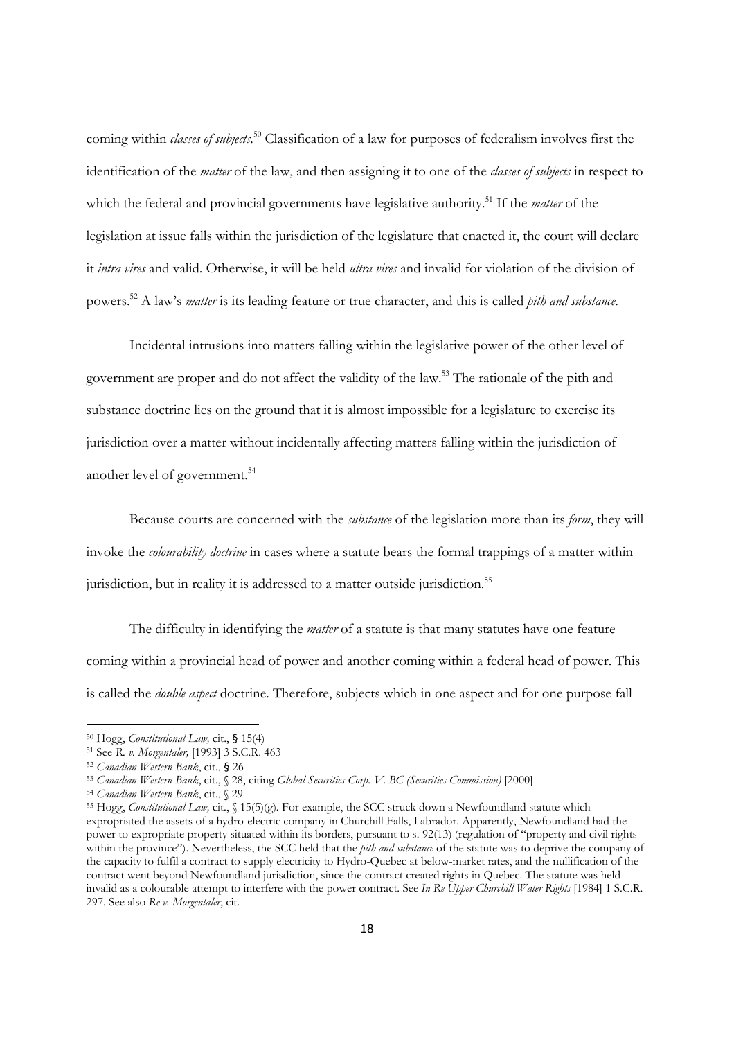coming within *classes of subjects*.[50] Classification of a law for purposes of federalism involves first the identification of the *matter* of the law, and then assigning it to one of the *classes of subjects* in respect to which the federal and provincial governments have legislative authority.[51] If the *matter* of the legislation at issue falls within the jurisdiction of the legislature that enacted it, the court will declare it *intra vires* and valid. Otherwise, it will be held *ultra vires* and invalid for violation of the division of powers.[52] A law's *matter* is its leading feature or true character, and this is called *pith and substance*.

Incidental intrusions into matters falling within the legislative power of the other level of government are proper and do not affect the validity of the law.[53] The rationale of the pith and substance doctrine lies on the ground that it is almost impossible for a legislature to exercise its jurisdiction over a matter without incidentally affecting matters falling within the jurisdiction of another level of government.[54]

Because courts are concerned with the *substance* of the legislation more than its *form*, they will invoke the *colourability doctrine* in cases where a statute bears the formal trappings of a matter within jurisdiction, but in reality it is addressed to a matter outside jurisdiction.[55]

The difficulty in identifying the *matter* of a statute is that many statutes have one feature coming within a provincial head of power and another coming within a federal head of power. This is called the *double aspect* doctrine. Therefore, subjects which in one aspect and for one purpose fall

---

[50] Hogg, *Constitutional Law,* cit., § 15(4)

[51] See *R. v. Morgentaler,* [1993] 3 S.C.R. 463

[52] *Canadian Western Bank*, cit., § 26

[53] *Canadian Western Bank*, cit., § 28, citing *Global Securities Corp. V. BC (Securities Commission)* [2000]

[54] *Canadian Western Bank*, cit., § 29

[55] Hogg, *Constitutional Law,* cit., § 15(5)(g). For example, the SCC struck down a Newfoundland statute which expropriated the assets of a hydro-electric company in Churchill Falls, Labrador. Apparently, Newfoundland had the power to expropriate property situated within its borders, pursuant to s. 92(13) (regulation of "property and civil rights within the province"). Nevertheless, the SCC held that the *pith and substance* of the statute was to deprive the company of the capacity to fulfil a contract to supply electricity to Hydro-Quebec at below-market rates, and the nullification of the contract went beyond Newfoundland jurisdiction, since the contract created rights in Quebec. The statute was held invalid as a colourable attempt to interfere with the power contract. See *In Re Upper Churchill Water Rights* [1984] 1 S.C.R. 297. See also *Re v. Morgentaler*, cit.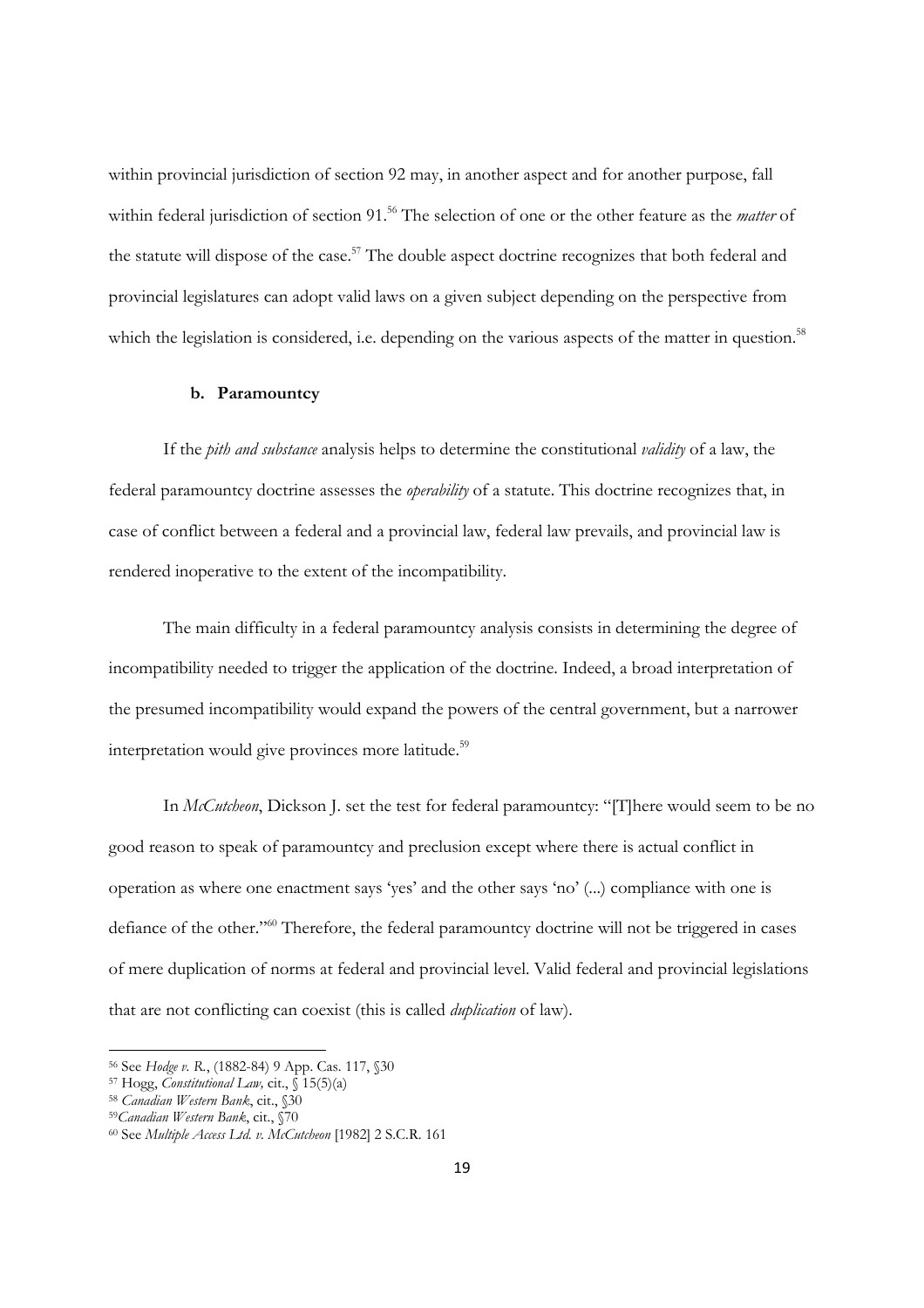within provincial jurisdiction of section 92 may, in another aspect and for another purpose, fall within federal jurisdiction of section 91.[56] The selection of one or the other feature as the *matter* of the statute will dispose of the case.[57] The double aspect doctrine recognizes that both federal and provincial legislatures can adopt valid laws on a given subject depending on the perspective from which the legislation is considered, i.e. depending on the various aspects of the matter in question.[58]

### b. Paramountcy

If the *pith and substance* analysis helps to determine the constitutional *validity* of a law, the federal paramountcy doctrine assesses the *operability* of a statute. This doctrine recognizes that, in case of conflict between a federal and a provincial law, federal law prevails, and provincial law is rendered inoperative to the extent of the incompatibility.

The main difficulty in a federal paramountcy analysis consists in determining the degree of incompatibility needed to trigger the application of the doctrine. Indeed, a broad interpretation of the presumed incompatibility would expand the powers of the central government, but a narrower interpretation would give provinces more latitude.[59]

In *McCutcheon*, Dickson J. set the test for federal paramountcy: "[T]here would seem to be no good reason to speak of paramountcy and preclusion except where there is actual conflict in operation as where one enactment says 'yes' and the other says 'no' (...) compliance with one is defiance of the other."[60] Therefore, the federal paramountcy doctrine will not be triggered in cases of mere duplication of norms at federal and provincial level. Valid federal and provincial legislations that are not conflicting can coexist (this is called *duplication* of law).

---

[56] See *Hodge v. R.*, (1882-84) 9 App. Cas. 117, §30

[57] Hogg, *Constitutional Law,* cit., § 15(5)(a)

[58] *Canadian Western Bank*, cit., §30

[59] *Canadian Western Bank*, cit., §70

[60] See *Multiple Access Ltd. v. McCutcheon* [1982] 2 S.C.R. 161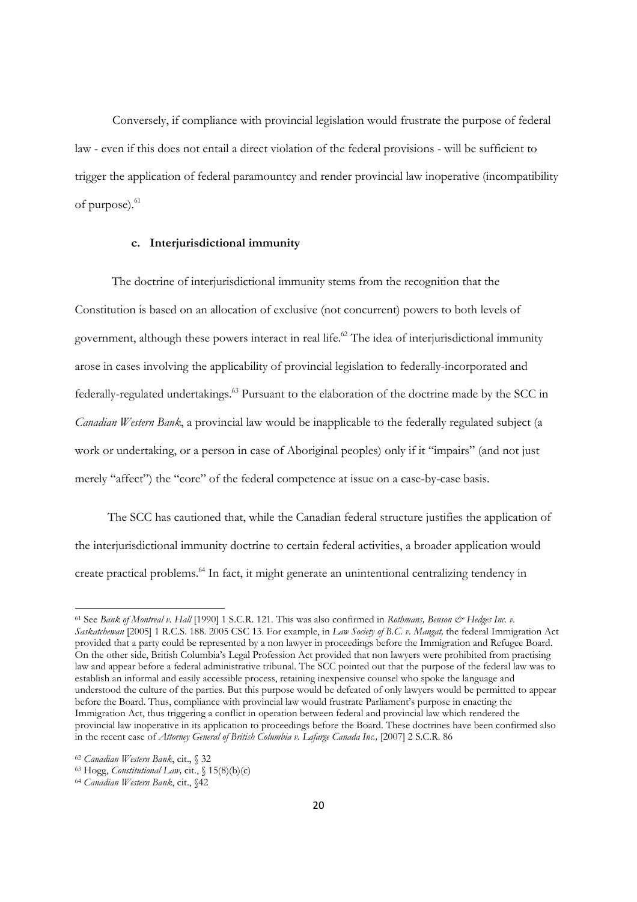Conversely, if compliance with provincial legislation would frustrate the purpose of federal law - even if this does not entail a direct violation of the federal provisions - will be sufficient to trigger the application of federal paramountcy and render provincial law inoperative (incompatibility of purpose).[61]

### c. Interjurisdictional immunity

The doctrine of interjurisdictional immunity stems from the recognition that the Constitution is based on an allocation of exclusive (not concurrent) powers to both levels of government, although these powers interact in real life.[62] The idea of interjurisdictional immunity arose in cases involving the applicability of provincial legislation to federally-incorporated and federally-regulated undertakings.[63] Pursuant to the elaboration of the doctrine made by the SCC in *Canadian Western Bank*, a provincial law would be inapplicable to the federally regulated subject (a work or undertaking, or a person in case of Aboriginal peoples) only if it "impairs" (and not just merely "affect") the "core" of the federal competence at issue on a case-by-case basis.

The SCC has cautioned that, while the Canadian federal structure justifies the application of the interjurisdictional immunity doctrine to certain federal activities, a broader application would create practical problems.[64] In fact, it might generate an unintentional centralizing tendency in

---

[61] See *Bank of Montreal v. Hall* [1990] 1 S.C.R. 121. This was also confirmed in *Rothmans, Benson & Hedges Inc. v. Saskatchewan* [2005] 1 R.C.S. 188. 2005 CSC 13. For example, in *Law Society of B.C. v. Mangat,* the federal Immigration Act provided that a party could be represented by a non lawyer in proceedings before the Immigration and Refugee Board. On the other side, British Columbia's Legal Profession Act provided that non lawyers were prohibited from practising law and appear before a federal administrative tribunal. The SCC pointed out that the purpose of the federal law was to establish an informal and easily accessible process, retaining inexpensive counsel who spoke the language and understood the culture of the parties. But this purpose would be defeated of only lawyers would be permitted to appear before the Board. Thus, compliance with provincial law would frustrate Parliament's purpose in enacting the Immigration Act, thus triggering a conflict in operation between federal and provincial law which rendered the provincial law inoperative in its application to proceedings before the Board. These doctrines have been confirmed also in the recent case of *Attorney General of British Columbia v. Lafarge Canada Inc.,* [2007] 2 S.C.R. 86

[62] *Canadian Western Bank*, cit., § 32

[63] Hogg, *Constitutional Law,* cit., § 15(8)(b)(c)

[64] *Canadian Western Bank*, cit., §42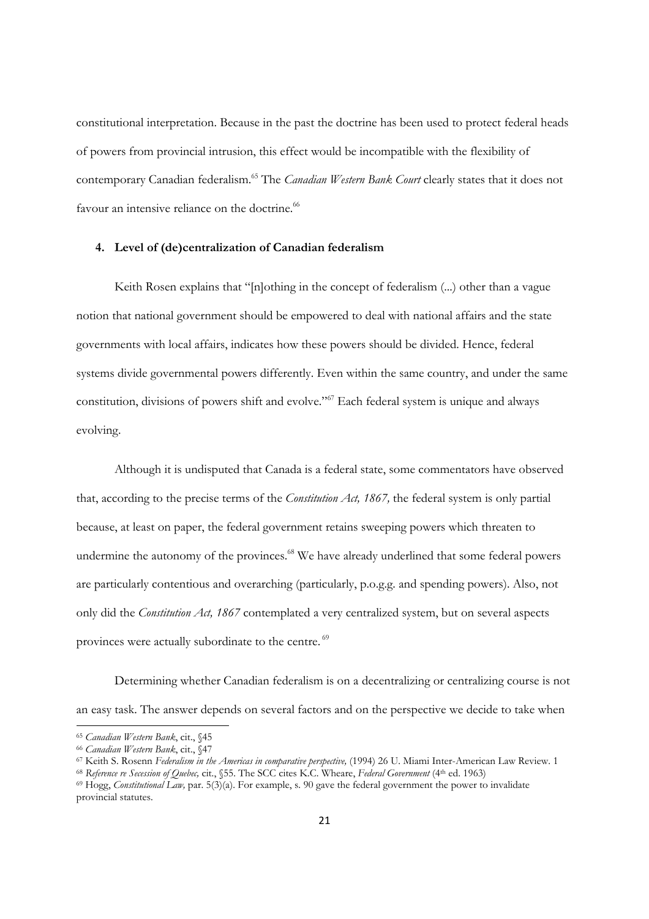constitutional interpretation. Because in the past the doctrine has been used to protect federal heads of powers from provincial intrusion, this effect would be incompatible with the flexibility of contemporary Canadian federalism.[65] The *Canadian Western Bank Court* clearly states that it does not favour an intensive reliance on the doctrine.[66]

#### 4. Level of (de)centralization of Canadian federalism

Keith Rosen explains that "[n]othing in the concept of federalism (...) other than a vague notion that national government should be empowered to deal with national affairs and the state governments with local affairs, indicates how these powers should be divided. Hence, federal systems divide governmental powers differently. Even within the same country, and under the same constitution, divisions of powers shift and evolve."[67] Each federal system is unique and always evolving.

Although it is undisputed that Canada is a federal state, some commentators have observed that, according to the precise terms of the *Constitution Act, 1867,* the federal system is only partial because, at least on paper, the federal government retains sweeping powers which threaten to undermine the autonomy of the provinces.[68] We have already underlined that some federal powers are particularly contentious and overarching (particularly, p.o.g.g. and spending powers). Also, not only did the *Constitution Act, 1867* contemplated a very centralized system, but on several aspects provinces were actually subordinate to the centre.[69]

Determining whether Canadian federalism is on a decentralizing or centralizing course is not an easy task. The answer depends on several factors and on the perspective we decide to take when

---

[65] *Canadian Western Bank*, cit., §45

[66] *Canadian Western Bank*, cit., §47

[67] Keith S. Rosenn *Federalism in the Americas in comparative perspective,* (1994) 26 U. Miami Inter-American Law Review. 1

[68] *Reference re Secession of Quebec,* cit., §55. The SCC cites K.C. Wheare, *Federal Government* (4th ed. 1963)

[69] Hogg, *Constitutional Law,* par. 5(3)(a). For example, s. 90 gave the federal government the power to invalidate provincial statutes.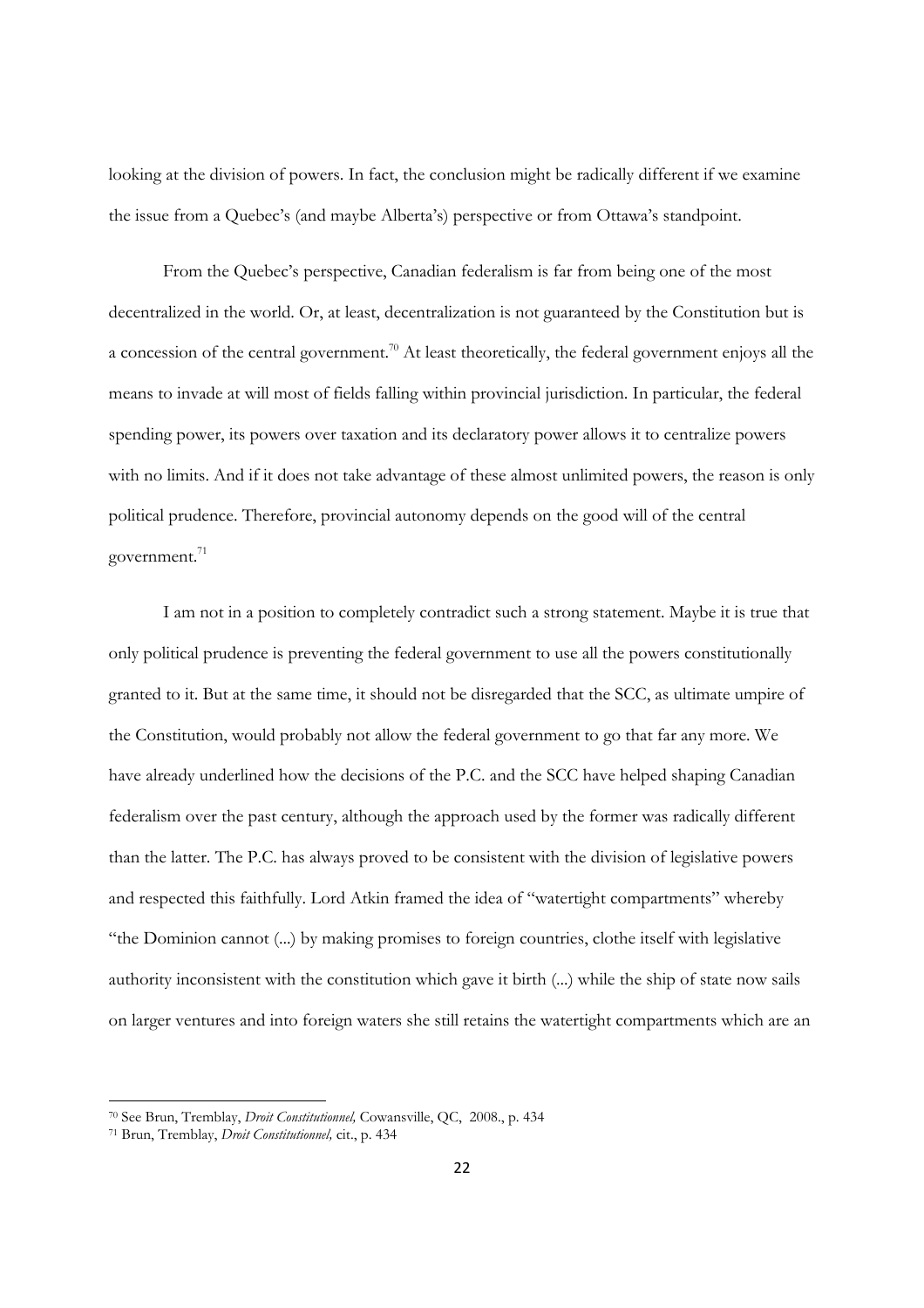looking at the division of powers. In fact, the conclusion might be radically different if we examine the issue from a Quebec's (and maybe Alberta's) perspective or from Ottawa's standpoint.

From the Quebec's perspective, Canadian federalism is far from being one of the most decentralized in the world. Or, at least, decentralization is not guaranteed by the Constitution but is a concession of the central government.[70] At least theoretically, the federal government enjoys all the means to invade at will most of fields falling within provincial jurisdiction. In particular, the federal spending power, its powers over taxation and its declaratory power allows it to centralize powers with no limits. And if it does not take advantage of these almost unlimited powers, the reason is only political prudence. Therefore, provincial autonomy depends on the good will of the central government.[71]

I am not in a position to completely contradict such a strong statement. Maybe it is true that only political prudence is preventing the federal government to use all the powers constitutionally granted to it. But at the same time, it should not be disregarded that the SCC, as ultimate umpire of the Constitution, would probably not allow the federal government to go that far any more. We have already underlined how the decisions of the P.C. and the SCC have helped shaping Canadian federalism over the past century, although the approach used by the former was radically different than the latter. The P.C. has always proved to be consistent with the division of legislative powers and respected this faithfully. Lord Atkin framed the idea of "watertight compartments" whereby "the Dominion cannot (...) by making promises to foreign countries, clothe itself with legislative authority inconsistent with the constitution which gave it birth (...) while the ship of state now sails on larger ventures and into foreign waters she still retains the watertight compartments which are an

---

[70] See Brun, Tremblay, *Droit Constitutionnel,* Cowansville, QC, 2008., p. 434

[71] Brun, Tremblay, *Droit Constitutionnel,* cit., p. 434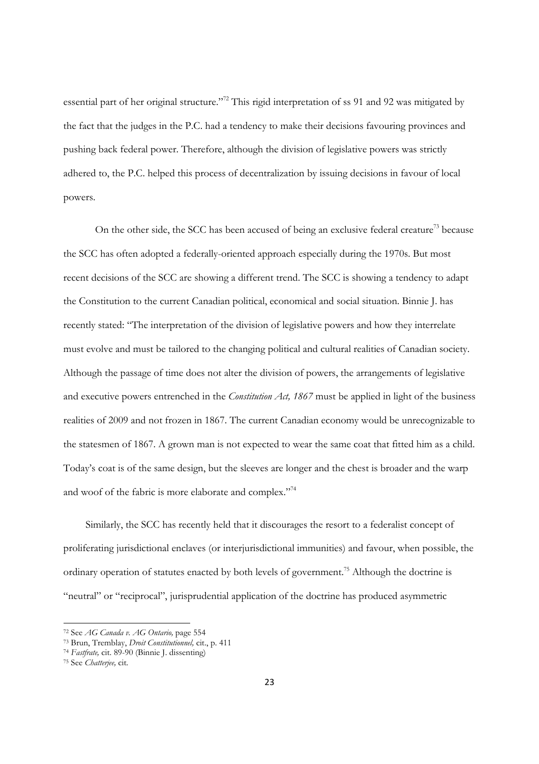essential part of her original structure."[72] This rigid interpretation of ss 91 and 92 was mitigated by the fact that the judges in the P.C. had a tendency to make their decisions favouring provinces and pushing back federal power. Therefore, although the division of legislative powers was strictly adhered to, the P.C. helped this process of decentralization by issuing decisions in favour of local powers.

On the other side, the SCC has been accused of being an exclusive federal creature[73] because the SCC has often adopted a federally-oriented approach especially during the 1970s. But most recent decisions of the SCC are showing a different trend. The SCC is showing a tendency to adapt the Constitution to the current Canadian political, economical and social situation. Binnie J. has recently stated: "The interpretation of the division of legislative powers and how they interrelate must evolve and must be tailored to the changing political and cultural realities of Canadian society. Although the passage of time does not alter the division of powers, the arrangements of legislative and executive powers entrenched in the *Constitution Act, 1867* must be applied in light of the business realities of 2009 and not frozen in 1867. The current Canadian economy would be unrecognizable to the statesmen of 1867. A grown man is not expected to wear the same coat that fitted him as a child. Today's coat is of the same design, but the sleeves are longer and the chest is broader and the warp and woof of the fabric is more elaborate and complex."[74]

Similarly, the SCC has recently held that it discourages the resort to a federalist concept of proliferating jurisdictional enclaves (or interjurisdictional immunities) and favour, when possible, the ordinary operation of statutes enacted by both levels of government.[75] Although the doctrine is "neutral" or "reciprocal", jurisprudential application of the doctrine has produced asymmetric

---

[72] See *AG Canada v. AG Ontario,* page 554

[73] Brun, Tremblay, *Droit Constitutionnel,* cit., p. 411

[74] *Fastfrate,* cit. 89-90 (Binnie J. dissenting)

[75] See *Chatterjee,* cit.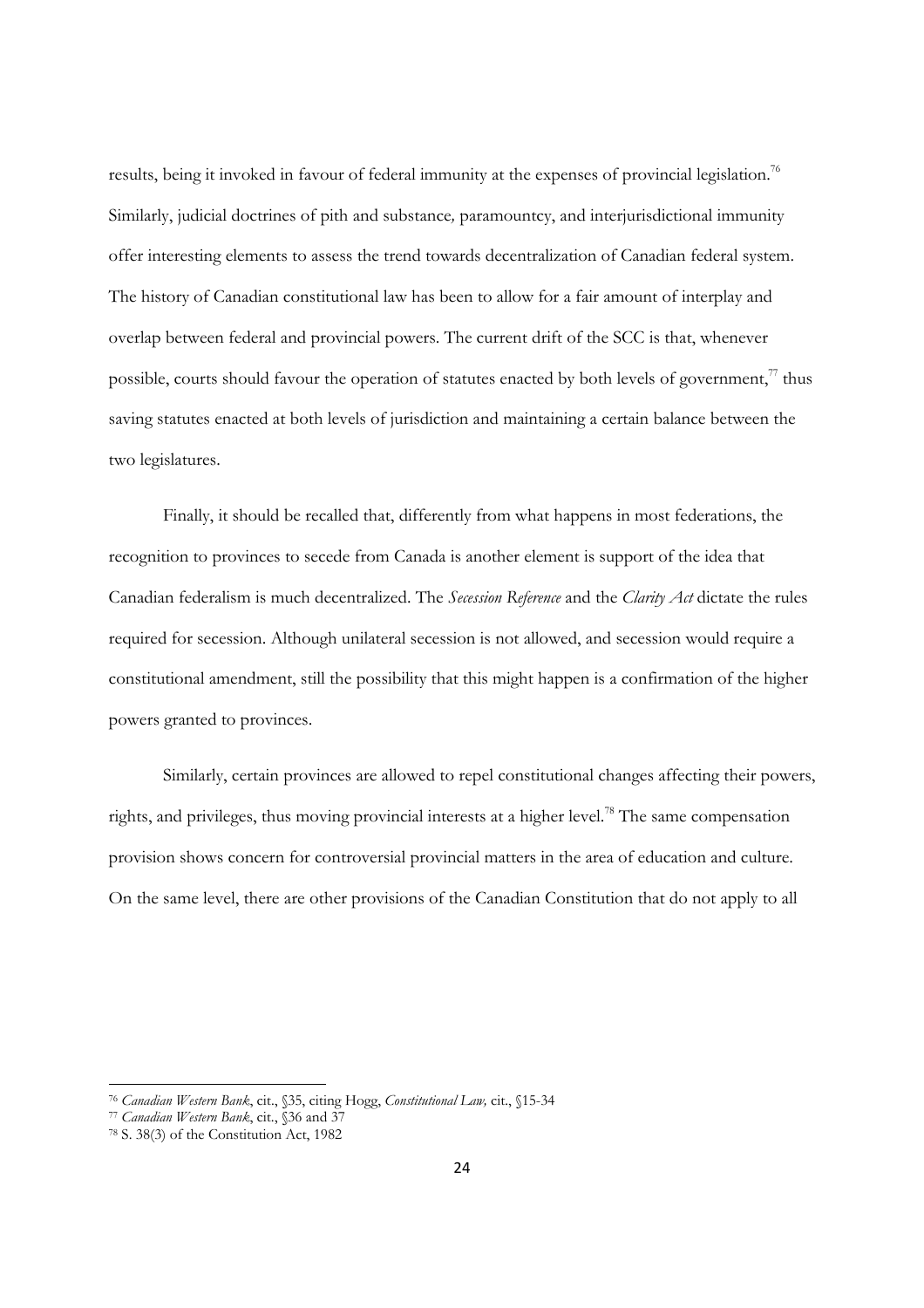results, being it invoked in favour of federal immunity at the expenses of provincial legislation.[76] Similarly, judicial doctrines of pith and substance*,* paramountcy, and interjurisdictional immunity offer interesting elements to assess the trend towards decentralization of Canadian federal system. The history of Canadian constitutional law has been to allow for a fair amount of interplay and overlap between federal and provincial powers. The current drift of the SCC is that, whenever possible, courts should favour the operation of statutes enacted by both levels of government,[77] thus saving statutes enacted at both levels of jurisdiction and maintaining a certain balance between the two legislatures.

Finally, it should be recalled that, differently from what happens in most federations, the recognition to provinces to secede from Canada is another element is support of the idea that Canadian federalism is much decentralized. The *Secession Reference* and the *Clarity Act* dictate the rules required for secession. Although unilateral secession is not allowed, and secession would require a constitutional amendment, still the possibility that this might happen is a confirmation of the higher powers granted to provinces.

Similarly, certain provinces are allowed to repel constitutional changes affecting their powers, rights, and privileges, thus moving provincial interests at a higher level.[78] The same compensation provision shows concern for controversial provincial matters in the area of education and culture. On the same level, there are other provisions of the Canadian Constitution that do not apply to all

---

[76] *Canadian Western Bank*, cit., §35, citing Hogg, *Constitutional Law,* cit., §15-34

[77] *Canadian Western Bank*, cit., §36 and 37

[78] S. 38(3) of the Constitution Act, 1982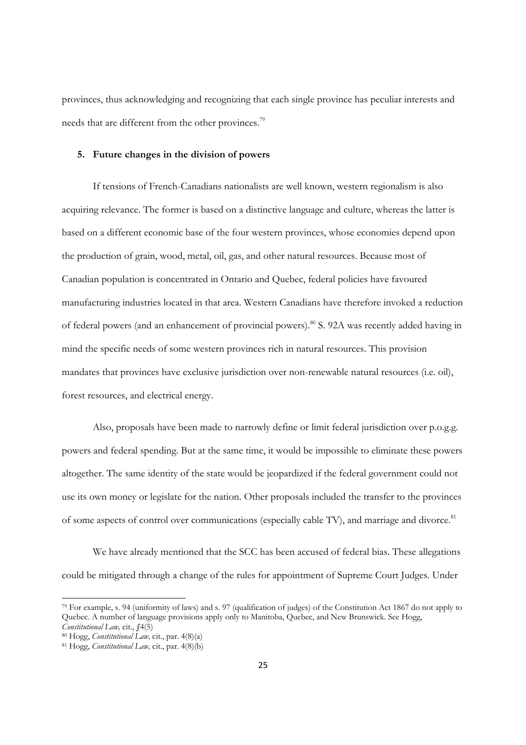provinces, thus acknowledging and recognizing that each single province has peculiar interests and needs that are different from the other provinces.[79]

### 5. Future changes in the division of powers

If tensions of French-Canadians nationalists are well known, western regionalism is also acquiring relevance. The former is based on a distinctive language and culture, whereas the latter is based on a different economic base of the four western provinces, whose economies depend upon the production of grain, wood, metal, oil, gas, and other natural resources. Because most of Canadian population is concentrated in Ontario and Quebec, federal policies have favoured manufacturing industries located in that area. Western Canadians have therefore invoked a reduction of federal powers (and an enhancement of provincial powers).[80] S. 92A was recently added having in mind the specific needs of some western provinces rich in natural resources. This provision mandates that provinces have exclusive jurisdiction over non-renewable natural resources (i.e. oil), forest resources, and electrical energy.

Also, proposals have been made to narrowly define or limit federal jurisdiction over p.o.g.g. powers and federal spending. But at the same time, it would be impossible to eliminate these powers altogether. The same identity of the state would be jeopardized if the federal government could not use its own money or legislate for the nation. Other proposals included the transfer to the provinces of some aspects of control over communications (especially cable TV), and marriage and divorce.[81]

We have already mentioned that the SCC has been accused of federal bias. These allegations could be mitigated through a change of the rules for appointment of Supreme Court Judges. Under

---

[79] For example, s. 94 (uniformity of laws) and s. 97 (qualification of judges) of the Constitution Act 1867 do not apply to Quebec. A number of language provisions apply only to Manitoba, Quebec, and New Brunswick. See Hogg, *Constitutional Law,* cit., ʃ4(5)

[80] Hogg, *Constitutional Law,* cit., par. 4(8)(a)

[81] Hogg, *Constitutional Law,* cit., par. 4(8)(b)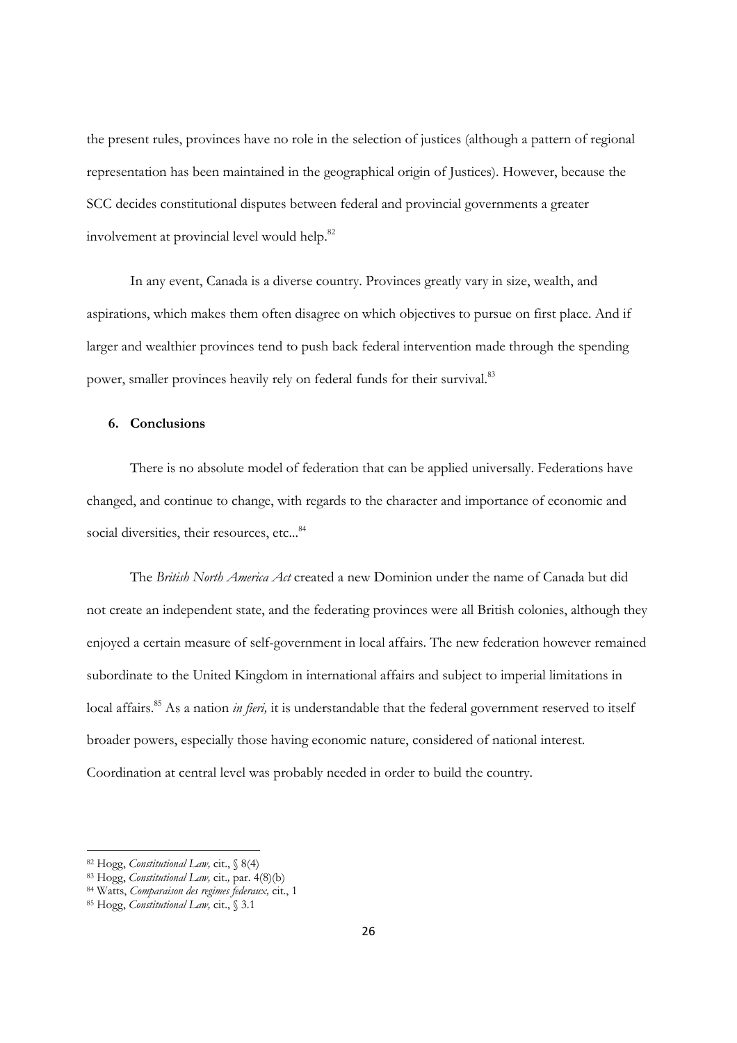the present rules, provinces have no role in the selection of justices (although a pattern of regional representation has been maintained in the geographical origin of Justices). However, because the SCC decides constitutional disputes between federal and provincial governments a greater involvement at provincial level would help.[82]

In any event, Canada is a diverse country. Provinces greatly vary in size, wealth, and aspirations, which makes them often disagree on which objectives to pursue on first place. And if larger and wealthier provinces tend to push back federal intervention made through the spending power, smaller provinces heavily rely on federal funds for their survival.[83]

## 6. Conclusions

There is no absolute model of federation that can be applied universally. Federations have changed, and continue to change, with regards to the character and importance of economic and social diversities, their resources, etc...[84]

The *British North America Act* created a new Dominion under the name of Canada but did not create an independent state, and the federating provinces were all British colonies, although they enjoyed a certain measure of self-government in local affairs. The new federation however remained subordinate to the United Kingdom in international affairs and subject to imperial limitations in local affairs.[85] As a nation *in fieri,* it is understandable that the federal government reserved to itself broader powers, especially those having economic nature, considered of national interest. Coordination at central level was probably needed in order to build the country.

---

[82] Hogg, *Constitutional Law,* cit., § 8(4)

[83] Hogg, *Constitutional Law,* cit., par. 4(8)(b)

[84] Watts, *Comparaison des regimes federaux,* cit., 1

[85] Hogg, *Constitutional Law,* cit., § 3.1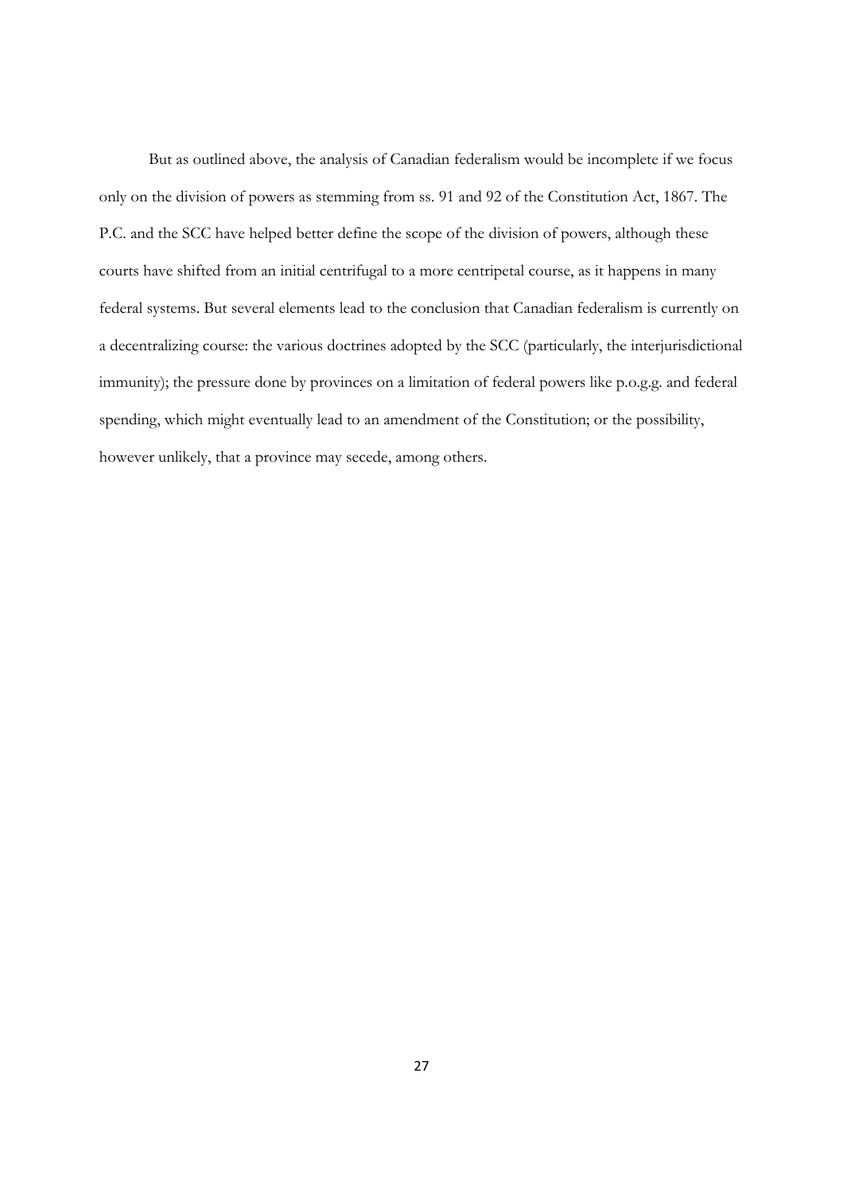But as outlined above, the analysis of Canadian federalism would be incomplete if we focus only on the division of powers as stemming from ss. 91 and 92 of the Constitution Act, 1867. The P.C. and the SCC have helped better define the scope of the division of powers, although these courts have shifted from an initial centrifugal to a more centripetal course, as it happens in many federal systems. But several elements lead to the conclusion that Canadian federalism is currently on a decentralizing course: the various doctrines adopted by the SCC (particularly, the interjurisdictional immunity); the pressure done by provinces on a limitation of federal powers like p.o.g.g. and federal spending, which might eventually lead to an amendment of the Constitution; or the possibility, however unlikely, that a province may secede, among others.